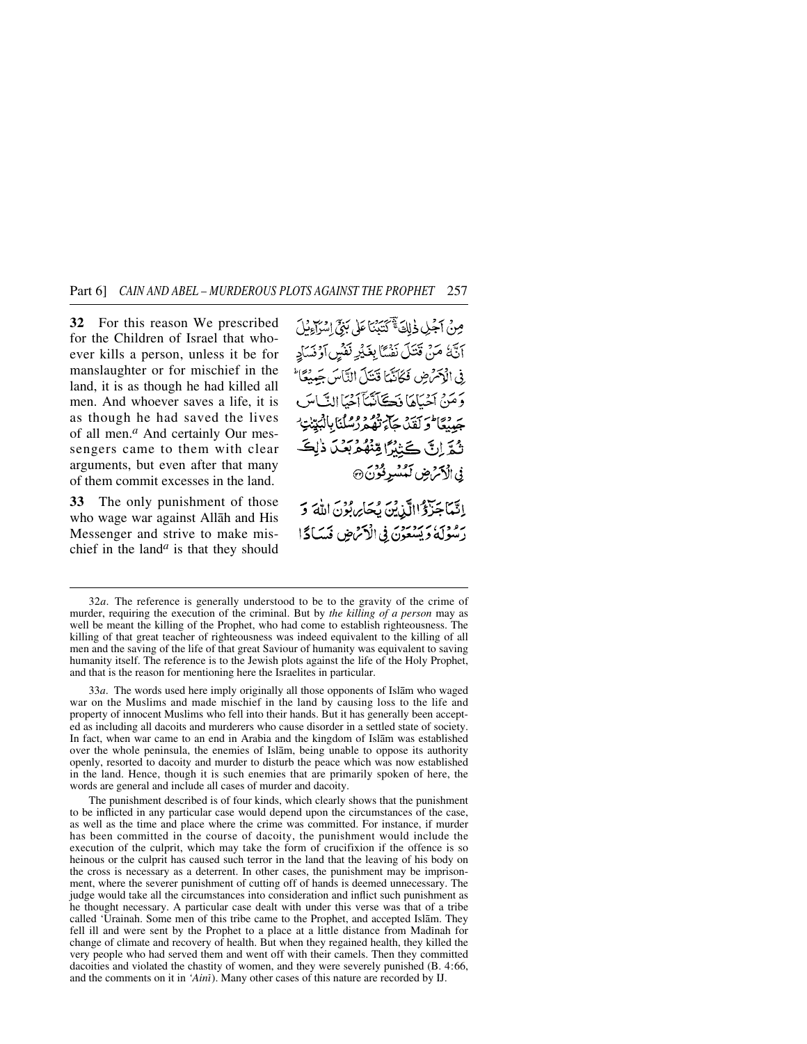**32** For this reason We prescribed for the Children of Israel that whoever kills a person, unless it be for manslaughter or for mischief in the land, it is as though he had killed all men. And whoever saves a life, it is as though he had saved the lives of all men.[a] And certainly Our messengers came to them with clear arguments, but even after that many of them commit excesses in the land.

مِنْ اَجْلِ ذٰلِكَ ۚ كَتَبْنَا عَلٰى بَنِيْٓ اِسْرَآءِيْلَ اَنَّهٗ مَنْ قَتَلَ نَفْسًۢا بِغَيْرِ نَفْسٍ اَوْ فَسَادٍ فِى الْاَرْضِ فَكَاَنَّمَا قَتَلَ النَّاسَ جَمِيْعًا ؕ وَمَنْ اَحْيَاهَا فَكَاَنَّمَآ اَحْيَا النَّاسَ جَمِيْعًا ؕ وَلَقَدْ جَآءَتْهُمْ رُسُلُنَا بِالْبَيِّنٰتِ ۫ ثُمَّ اِنَّ كَثِيْرًا مِّنْهُمْ بَعْدَ ذٰلِكَ فِى الْاَرْضِ لَمُسْرِفُوْنَ ۝

**33** The only punishment of those who wage war against Allāh and His Messenger and strive to make mischief in the land[a] is that they should

اِنَّمَا جَزٰٓؤُا الَّذِيْنَ يُحَارِبُوْنَ اللّٰهَ وَرَسُوْلَهٗ وَيَسْعَوْنَ فِى الْاَرْضِ فَسَادًا

---

32*a*. The reference is generally understood to be to the gravity of the crime of murder, requiring the execution of the criminal. But by *the killing of a person* may as well be meant the killing of the Prophet, who had come to establish righteousness. The killing of that great teacher of righteousness was indeed equivalent to the killing of all men and the saving of the life of that great Saviour of humanity was equivalent to saving humanity itself. The reference is to the Jewish plots against the life of the Holy Prophet, and that is the reason for mentioning here the Israelites in particular.

33*a*. The words used here imply originally all those opponents of Islām who waged war on the Muslims and made mischief in the land by causing loss to the life and property of innocent Muslims who fell into their hands. But it has generally been accepted as including all dacoits and murderers who cause disorder in a settled state of society. In fact, when war came to an end in Arabia and the kingdom of Islām was established over the whole peninsula, the enemies of Islām, being unable to oppose its authority openly, resorted to dacoity and murder to disturb the peace which was now established in the land. Hence, though it is such enemies that are primarily spoken of here, the words are general and include all cases of murder and dacoity.

The punishment described is of four kinds, which clearly shows that the punishment to be inflicted in any particular case would depend upon the circumstances of the case, as well as the time and place where the crime was committed. For instance, if murder has been committed in the course of dacoity, the punishment would include the execution of the culprit, which may take the form of crucifixion if the offence is so heinous or the culprit has caused such terror in the land that the leaving of his body on the cross is necessary as a deterrent. In other cases, the punishment may be imprisonment, where the severer punishment of cutting off of hands is deemed unnecessary. The judge would take all the circumstances into consideration and inflict such punishment as he thought necessary. A particular case dealt with under this verse was that of a tribe called 'Urainah. Some men of this tribe came to the Prophet, and accepted Islām. They fell ill and were sent by the Prophet to a place at a little distance from Madīnah for change of climate and recovery of health. But when they regained health, they killed the very people who had served them and went off with their camels. Then they committed dacoities and violated the chastity of women, and they were severely punished (B. 4:66, and the comments on it in *'Ainī*). Many other cases of this nature are recorded by IJ.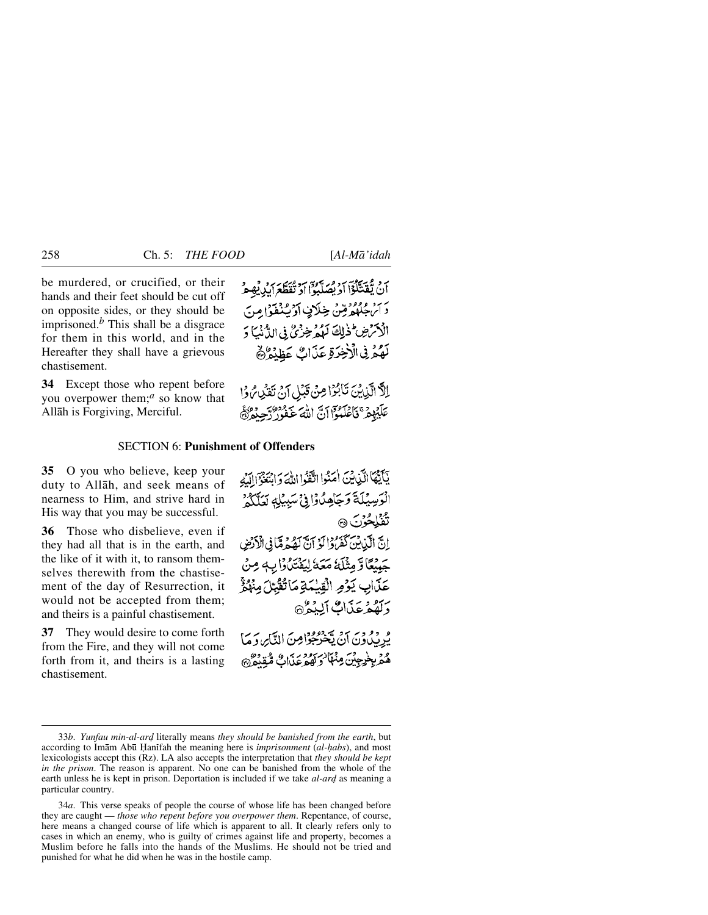be murdered, or crucified, or their hands and their feet should be cut off on opposite sides, or they should be imprisoned.[b] This shall be a disgrace for them in this world, and in the Hereafter they shall have a grievous chastisement.

أَنْ يُقَتَّلُوٓا أَوْ يُصَلَّبُوٓا أَوْ تُقَطَّعَ أَيْدِيهِمْ وَأَرْجُلُهُم مِّنْ خِلَافٍ أَوْ يُنفَوْا مِنَ الْأَرْضِ ۚ ذَٰلِكَ لَهُمْ خِزْيٌ فِي الدُّنْيَا ۖ وَلَهُمْ فِي الْآخِرَةِ عَذَابٌ عَظِيمٌ ﴿٣٣﴾

**34** Except those who repent before you overpower them;[a] so know that Allāh is Forgiving, Merciful.

إِلَّا الَّذِينَ تَابُوا مِن قَبْلِ أَن تَقْدِرُوا عَلَيْهِمْ ۖ فَاعْلَمُوٓا أَنَّ اللَّهَ غَفُورٌ رَّحِيمٌ ﴿٣٤﴾

## SECTION 6: Punishment of Offenders

**35** O you who believe, keep your duty to Allāh, and seek means of nearness to Him, and strive hard in His way that you may be successful.

يَا أَيُّهَا الَّذِينَ آمَنُوا اتَّقُوا اللَّهَ وَابْتَغُوٓا إِلَيْهِ الْوَسِيلَةَ وَجَاهِدُوا فِي سَبِيلِهِ لَعَلَّكُمْ تُفْلِحُونَ ﴿٣٥﴾

**36** Those who disbelieve, even if they had all that is in the earth, and the like of it with it, to ransom themselves therewith from the chastisement of the day of Resurrection, it would not be accepted from them; and theirs is a painful chastisement.

إِنَّ الَّذِينَ كَفَرُوا لَوْ أَنَّ لَهُم مَّا فِي الْأَرْضِ جَمِيعًا وَمِثْلَهُ مَعَهُ لِيَفْتَدُوا بِهِ مِنْ عَذَابِ يَوْمِ الْقِيَامَةِ مَا تُقُبِّلَ مِنْهُمْ ۖ وَلَهُمْ عَذَابٌ أَلِيمٌ ﴿٣٦﴾

**37** They would desire to come forth from the Fire, and they will not come forth from it, and theirs is a lasting chastisement.

يُرِيدُونَ أَن يَخْرُجُوا مِنَ النَّارِ وَمَا هُم بِخَارِجِينَ مِنْهَا ۖ وَلَهُمْ عَذَابٌ مُّقِيمٌ ﴿٣٧﴾

---

33*b*. *Yunfau min-al-arḍ* literally means *they should be banished from the earth*, but according to Imām Abū Ḥanīfah the meaning here is *imprisonment* (*al-ḥabs*), and most lexicologists accept this (Rz). LA also accepts the interpretation that *they should be kept in the prison*. The reason is apparent. No one can be banished from the whole of the earth unless he is kept in prison. Deportation is included if we take *al-arḍ* as meaning a particular country.

34*a*. This verse speaks of people the course of whose life has been changed before they are caught — *those who repent before you overpower them*. Repentance, of course, here means a changed course of life which is apparent to all. It clearly refers only to cases in which an enemy, who is guilty of crimes against life and property, becomes a Muslim before he falls into the hands of the Muslims. He should not be tried and punished for what he did when he was in the hostile camp.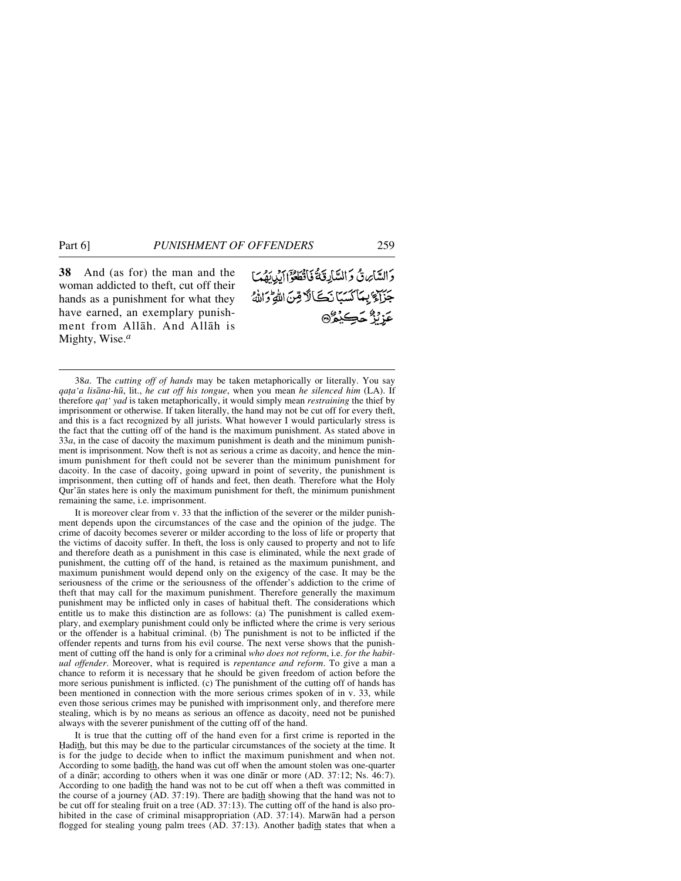**38** And (as for) the man and the woman addicted to theft, cut off their hands as a punishment for what they have earned, an exemplary punishment from Allāh. And Allāh is Mighty, Wise.[a]

وَالسَّارِقُ وَالسَّارِقَةُ فَاقْطَعُوْٓا اَيْدِيَهُمَا جَزَآءًۢ بِمَا كَسَبَا نَكَالًا مِّنَ اللّٰهِ ؕ وَاللّٰهُ عَزِيْزٌ حَكِيْمٌ ﴿۳۸﴾

---

38*a*. The *cutting off of hands* may be taken metaphorically or literally. You say *qaṭa'a lisāna-hū*, lit., *he cut off his tongue*, when you mean *he silenced him* (LA). If therefore *qaṭ' yad* is taken metaphorically, it would simply mean *restraining* the thief by imprisonment or otherwise. If taken literally, the hand may not be cut off for every theft, and this is a fact recognized by all jurists. What however I would particularly stress is the fact that the cutting off of the hand is the maximum punishment. As stated above in 33*a*, in the case of dacoity the maximum punishment is death and the minimum punishment is imprisonment. Now theft is not as serious a crime as dacoity, and hence the minimum punishment for theft could not be severer than the minimum punishment for dacoity. In the case of dacoity, going upward in point of severity, the punishment is imprisonment, then cutting off of hands and feet, then death. Therefore what the Holy Qur'ān states here is only the maximum punishment for theft, the minimum punishment remaining the same, i.e. imprisonment.

It is moreover clear from v. 33 that the infliction of the severer or the milder punishment depends upon the circumstances of the case and the opinion of the judge. The crime of dacoity becomes severer or milder according to the loss of life or property that the victims of dacoity suffer. In theft, the loss is only caused to property and not to life and therefore death as a punishment in this case is eliminated, while the next grade of punishment, the cutting off of the hand, is retained as the maximum punishment, and maximum punishment would depend only on the exigency of the case. It may be the seriousness of the crime or the seriousness of the offender's addiction to the crime of theft that may call for the maximum punishment. Therefore generally the maximum punishment may be inflicted only in cases of habitual theft. The considerations which entitle us to make this distinction are as follows: (a) The punishment is called exemplary, and exemplary punishment could only be inflicted where the crime is very serious or the offender is a habitual criminal. (b) The punishment is not to be inflicted if the offender repents and turns from his evil course. The next verse shows that the punishment of cutting off the hand is only for a criminal *who does not reform*, i.e. *for the habitual offender*. Moreover, what is required is *repentance and reform*. To give a man a chance to reform it is necessary that he should be given freedom of action before the more serious punishment is inflicted. (c) The punishment of the cutting off of hands has been mentioned in connection with the more serious crimes spoken of in v. 33, while even those serious crimes may be punished with imprisonment only, and therefore mere stealing, which is by no means as serious an offence as dacoity, need not be punished always with the severer punishment of the cutting off of the hand.

It is true that the cutting off of the hand even for a first crime is reported in the Ḥadīth, but this may be due to the particular circumstances of the society at the time. It is for the judge to decide when to inflict the maximum punishment and when not. According to some ḥadīth, the hand was cut off when the amount stolen was one-quarter of a dīnār; according to others when it was one dīnār or more (AD. 37:12; Ns. 46:7). According to one ḥadīth the hand was not to be cut off when a theft was committed in the course of a journey (AD. 37:19). There are ḥadīth showing that the hand was not to be cut off for stealing fruit on a tree (AD. 37:13). The cutting off of the hand is also prohibited in the case of criminal misappropriation (AD. 37:14). Marwān had a person flogged for stealing young palm trees (AD. 37:13). Another ḥadīth states that when a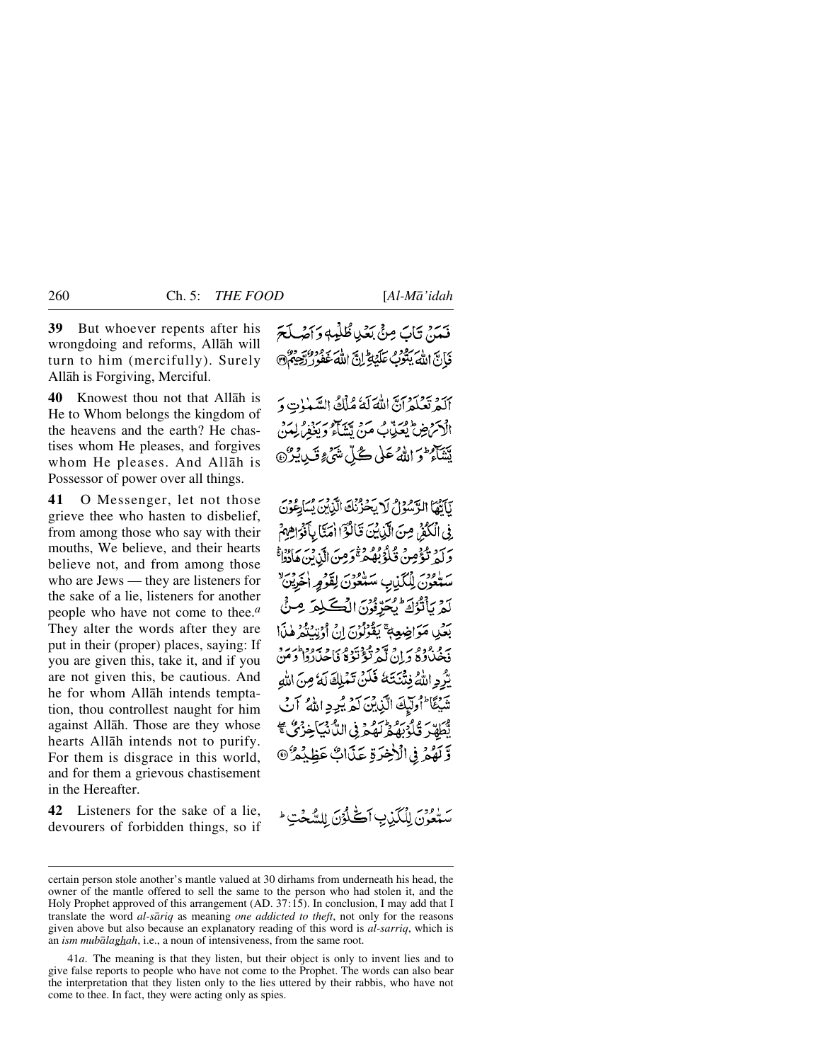**39** But whoever repents after his wrongdoing and reforms, Allāh will turn to him (mercifully). Surely Allāh is Forgiving, Merciful.

فَمَنۡ تَابَ مِنۡۢ بَعۡدِ ظُلۡمِهٖ وَ اَصۡلَحَ فَاِنَّ اللّٰهَ يَتُوۡبُ عَلَيۡهِ ؕ اِنَّ اللّٰهَ غَفُوۡرٌ رَّحِيۡمٌ ﴿۳۹﴾

**40** Knowest thou not that Allāh is He to Whom belongs the kingdom of the heavens and the earth? He chastises whom He pleases, and forgives whom He pleases. And Allāh is Possessor of power over all things.

اَلَمۡ تَعۡلَمۡ اَنَّ اللّٰهَ لَهٗ مُلۡكُ السَّمٰوٰتِ وَ الۡاَرۡضِ ؕ يُعَذِّبُ مَنۡ يَّشَآءُ وَيَغۡفِرُ لِمَنۡ يَّشَآءُ ؕ وَ اللّٰهُ عَلٰى كُلِّ شَىۡءٍ قَدِيۡرٌ ﴿۴۰﴾

**41** O Messenger, let not those grieve thee who hasten to disbelief, from among those who say with their mouths, We believe, and their hearts believe not, and from among those who are Jews — they are listeners for the sake of a lie, listeners for another people who have not come to thee.[a] They alter the words after they are put in their (proper) places, saying: If you are given this, take it, and if you are not given this, be cautious. And he for whom Allāh intends temptation, thou controllest naught for him against Allāh. Those are they whose hearts Allāh intends not to purify. For them is disgrace in this world, and for them a grievous chastisement in the Hereafter.

يٰۤاَيُّهَا الرَّسُوۡلُ لَا يَحۡزُنۡكَ الَّذِيۡنَ يُسَارِعُوۡنَ فِى الۡكُفۡرِ مِنَ الَّذِيۡنَ قَالُوۡۤا اٰمَنَّا بِاَفۡوَاهِهِمۡ وَلَمۡ تُؤۡمِنۡ قُلُوۡبُهُمۡ ۛۚ وَمِنَ الَّذِيۡنَ هَادُوۡا ۛۚ سَمّٰعُوۡنَ لِلۡكَذِبِ سَمّٰعُوۡنَ لِقَوۡمٍ اٰخَرِيۡنَ ۙ لَمۡ يَاۡتُوۡكَ ؕ يُحَرِّفُوۡنَ الۡـكَلِمَ مِنۡۢ بَعۡدِ مَوَاضِعِهٖ ۚ يَقُوۡلُوۡنَ اِنۡ اُوۡتِيۡتُمۡ هٰذَا فَخُذُوۡهُ وَاِنۡ لَّمۡ تُؤۡتَوۡهُ فَاحۡذَرُوۡا ؕ وَمَنۡ يُّرِدِ اللّٰهُ فِتۡنَـتَهٗ فَلَنۡ تَمۡلِكَ لَهٗ مِنَ اللّٰهِ شَيۡـئًا ؕ اُولٰۤـئِكَ الَّذِيۡنَ لَمۡ يُرِدِ اللّٰهُ اَنۡ يُّطَهِّرَ قُلُوۡبَهُمۡ ؕ لَهُمۡ فِى الدُّنۡيَا خِزۡىٌ ۚۖ وَّلَهُمۡ فِى الۡاٰخِرَةِ عَذَابٌ عَظِيۡمٌ ﴿۴۱﴾

**42** Listeners for the sake of a lie, devourers of forbidden things, so if

سَمّٰعُوۡنَ لِلۡكَذِبِ اَكّٰلُوۡنَ لِلسُّحۡتِ ؕ

---

certain person stole another's mantle valued at 30 dirhams from underneath his head, the owner of the mantle offered to sell the same to the person who had stolen it, and the Holy Prophet approved of this arrangement (AD. 37:15). In conclusion, I may add that I translate the word *al-sāriq* as meaning *one addicted to theft*, not only for the reasons given above but also because an explanatory reading of this word is *al-sarriq*, which is an *ism mubālaghah*, i.e., a noun of intensiveness, from the same root.

41*a*. The meaning is that they listen, but their object is only to invent lies and to give false reports to people who have not come to the Prophet. The words can also bear the interpretation that they listen only to the lies uttered by their rabbis, who have not come to thee. In fact, they were acting only as spies.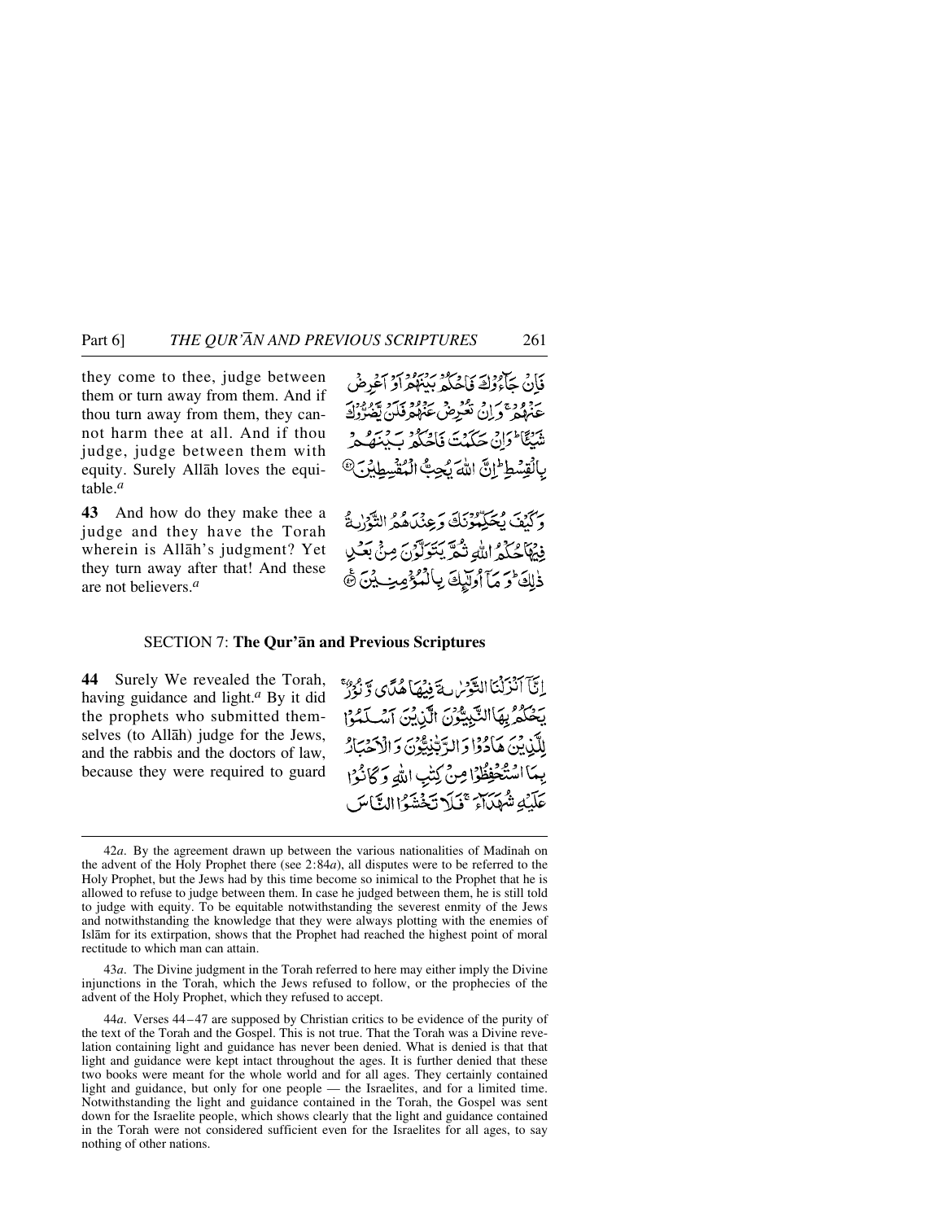they come to thee, judge between them or turn away from them. And if thou turn away from them, they cannot harm thee at all. And if thou judge, judge between them with equity. Surely Allāh loves the equitable.[a]

فَإِنْ جَآءُوكَ فَاحْكُمْ بَيْنَهُمْ أَوْ أَعْرِضْ عَنْهُمْ ۚ وَإِنْ تُعْرِضْ عَنْهُمْ فَلَنْ يَضُرُّوكَ شَيْـًٔا ۖ وَإِنْ حَكَمْتَ فَاحْكُمْ بَيْنَهُمْ بِالْقِسْطِ ۚ إِنَّ اللَّهَ يُحِبُّ الْمُقْسِطِينَ ﴿٤٢﴾

**43** And how do they make thee a judge and they have the Torah wherein is Allāh's judgment? Yet they turn away after that! And these are not believers.[a]

وَكَيْفَ يُحَكِّمُونَكَ وَعِنْدَهُمُ التَّوْرٰىةُ فِيهَا حُكْمُ اللَّهِ ثُمَّ يَتَوَلَّوْنَ مِنْ بَعْدِ ذٰلِكَ ۚ وَمَآ أُولٰٓئِكَ بِالْمُؤْمِنِينَ ﴿٤٣﴾

## SECTION 7: **The Qur'ān and Previous Scriptures**

**44** Surely We revealed the Torah, having guidance and light.[a] By it did the prophets who submitted themselves (to Allāh) judge for the Jews, and the rabbis and the doctors of law, because they were required to guard

إِنَّآ أَنْزَلْنَا التَّوْرٰىةَ فِيهَا هُدًى وَنُورٌ ۚ يَحْكُمُ بِهَا النَّبِيُّونَ الَّذِينَ أَسْلَمُوا لِلَّذِينَ هَادُوا وَالرَّبّٰنِيُّونَ وَالْأَحْبَارُ بِمَا اسْتُحْفِظُوا مِنْ كِتٰبِ اللَّهِ وَكَانُوا عَلَيْهِ شُهَدَآءَ ۚ فَلَا تَخْشَوُا النَّاسَ

---

42*a*. By the agreement drawn up between the various nationalities of Madīnah on the advent of the Holy Prophet there (see 2:84*a*), all disputes were to be referred to the Holy Prophet, but the Jews had by this time become so inimical to the Prophet that he is allowed to refuse to judge between them. In case he judged between them, he is still told to judge with equity. To be equitable notwithstanding the severest enmity of the Jews and notwithstanding the knowledge that they were always plotting with the enemies of Islām for its extirpation, shows that the Prophet had reached the highest point of moral rectitude to which man can attain.

43*a*. The Divine judgment in the Torah referred to here may either imply the Divine injunctions in the Torah, which the Jews refused to follow, or the prophecies of the advent of the Holy Prophet, which they refused to accept.

44*a*. Verses 44–47 are supposed by Christian critics to be evidence of the purity of the text of the Torah and the Gospel. This is not true. That the Torah was a Divine revelation containing light and guidance has never been denied. What is denied is that that light and guidance were kept intact throughout the ages. It is further denied that these two books were meant for the whole world and for all ages. They certainly contained light and guidance, but only for one people — the Israelites, and for a limited time. Notwithstanding the light and guidance contained in the Torah, the Gospel was sent down for the Israelite people, which shows clearly that the light and guidance contained in the Torah were not considered sufficient even for the Israelites for all ages, to say nothing of other nations.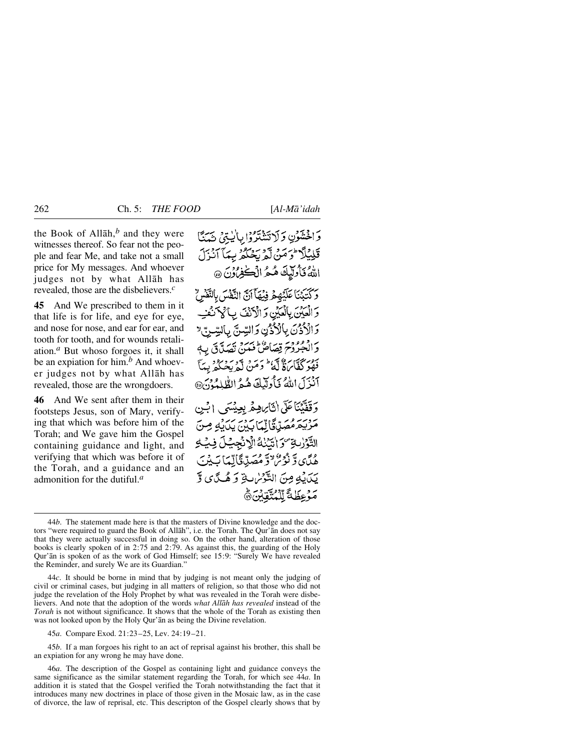the Book of Allāh,[b] and they were witnesses thereof. So fear not the people and fear Me, and take not a small price for My messages. And whoever judges not by what Allāh has revealed, those are the disbelievers.[c]

وَ اخْشَوْنِ وَ لَا تَشْتَرُوْا بِاٰیٰتِیْ ثَمَنًا قَلِیْلًا ؕ وَ مَنْ لَّمْ یَحْکُمْ بِمَاۤ اَنْزَلَ اللّٰہُ فَاُولٰٓئِکَ ہُمُ الْکٰفِرُوْنَ ﴿۴۴﴾

**45** And We prescribed to them in it that life is for life, and eye for eye, and nose for nose, and ear for ear, and tooth for tooth, and for wounds retaliation.[a] But whoso forgoes it, it shall be an expiation for him.[b] And whoever judges not by what Allāh has revealed, those are the wrongdoers.

وَ کَتَبْنَا عَلَیْہِمْ فِیْہَاۤ اَنَّ النَّفْسَ بِالنَّفْسِ ۙ وَ الْعَیْنَ بِالْعَیْنِ وَ الْاَنْفَ بِالْاَنْفِ وَ الْاُذُنَ بِالْاُذُنِ وَ السِّنَّ بِالسِّنِّ ۙ وَ الْجُرُوْحَ قِصَاصٌ ؕ فَمَنْ تَصَدَّقَ بِہٖ فَہُوَ کَفَّارَۃٌ لَّہٗ ؕ وَ مَنْ لَّمْ یَحْکُمْ بِمَاۤ اَنْزَلَ اللّٰہُ فَاُولٰٓئِکَ ہُمُ الظّٰلِمُوْنَ ﴿۴۵﴾

**46** And We sent after them in their footsteps Jesus, son of Mary, verifying that which was before him of the Torah; and We gave him the Gospel containing guidance and light, and verifying that which was before it of the Torah, and a guidance and an admonition for the dutiful.[a]

وَ قَفَّیْنَا عَلٰۤی اٰثَارِہِمْ بِعِیْسَی ابْنِ مَرْیَمَ مُصَدِّقًا لِّمَا بَیْنَ یَدَیْہِ مِنَ التَّوْرٰىۃِ ۪ وَ اٰتَیْنٰہُ الْاِنْجِیْلَ فِیْہِ ہُدًی وَّ نُوْرٌ ۙ وَّ مُصَدِّقًا لِّمَا بَیْنَ یَدَیْہِ مِنَ التَّوْرٰىۃِ وَ ہُدًی وَّ مَوْعِظَۃً لِّلْمُتَّقِیْنَ ﴿ؕ۴۶﴾

---

44*b*. The statement made here is that the masters of Divine knowledge and the doctors "were required to guard the Book of Allāh", i.e. the Torah. The Qur'ān does not say that they were actually successful in doing so. On the other hand, alteration of those books is clearly spoken of in 2:75 and 2:79. As against this, the guarding of the Holy Qur'ān is spoken of as the work of God Himself; see 15:9: "Surely We have revealed the Reminder, and surely We are its Guardian."

44*c*. It should be borne in mind that by judging is not meant only the judging of civil or criminal cases, but judging in all matters of religion, so that those who did not judge the revelation of the Holy Prophet by what was revealed in the Torah were disbelievers. And note that the adoption of the words *what Allāh has revealed* instead of the *Torah* is not without significance. It shows that the whole of the Torah as existing then was not looked upon by the Holy Qur'ān as being the Divine revelation.

45*a*. Compare Exod. 21:23–25, Lev. 24:19–21.

45*b*. If a man forgoes his right to an act of reprisal against his brother, this shall be an expiation for any wrong he may have done.

46*a*. The description of the Gospel as containing light and guidance conveys the same significance as the similar statement regarding the Torah, for which see 44*a*. In addition it is stated that the Gospel verified the Torah notwithstanding the fact that it introduces many new doctrines in place of those given in the Mosaic law, as in the case of divorce, the law of reprisal, etc. This descripton of the Gospel clearly shows that by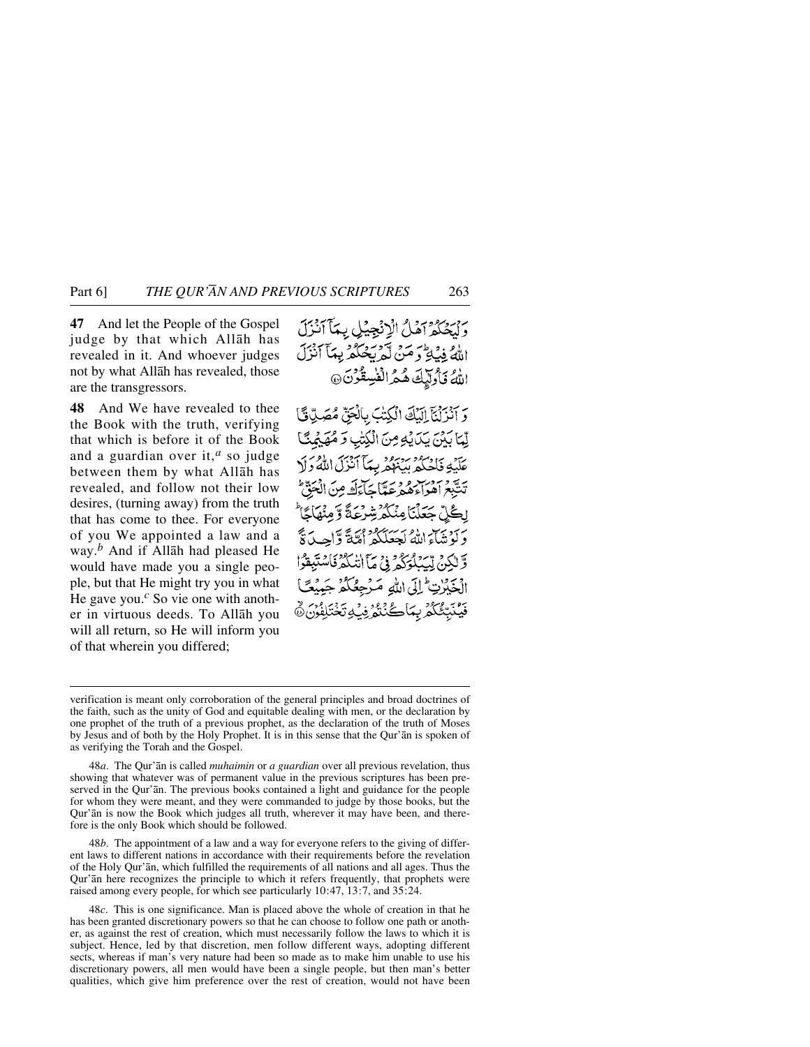**47** And let the People of the Gospel judge by that which Allāh has revealed in it. And whoever judges not by what Allāh has revealed, those are the transgressors.

وَلْيَحْكُمْ أَهْلُ الْإِنْجِيلِ بِمَا أَنْزَلَ اللّٰهُ فِيهِ ۚ وَمَنْ لَّمْ يَحْكُمْ بِمَا أَنْزَلَ اللّٰهُ فَأُولٰٓئِكَ هُمُ الْفٰسِقُونَ ﴿٤٧﴾

**48** And We have revealed to thee the Book with the truth, verifying that which is before it of the Book and a guardian over it,[a] so judge between them by what Allāh has revealed, and follow not their low desires, (turning away) from the truth that has come to thee. For everyone of you We appointed a law and a way.[b] And if Allāh had pleased He would have made you a single people, but that He might try you in what He gave you.[c] So vie one with another in virtuous deeds. To Allāh you will all return, so He will inform you of that wherein you differed;

وَأَنْزَلْنَآ إِلَيْكَ الْكِتٰبَ بِالْحَقِّ مُصَدِّقًا لِّمَا بَيْنَ يَدَيْهِ مِنَ الْكِتٰبِ وَمُهَيْمِنًا عَلَيْهِ فَاحْكُمْ بَيْنَهُمْ بِمَآ أَنْزَلَ اللّٰهُ وَلَا تَتَّبِعْ أَهْوَآءَهُمْ عَمَّا جَآءَكَ مِنَ الْحَقِّ ۚ لِكُلٍّ جَعَلْنَا مِنْكُمْ شِرْعَةً وَّمِنْهَاجًا ۚ وَلَوْ شَآءَ اللّٰهُ لَجَعَلَكُمْ أُمَّةً وَّاحِدَةً وَّلٰكِنْ لِّيَبْلُوَكُمْ فِي مَآ اٰتٰىكُمْ فَاسْتَبِقُوا الْخَيْرٰتِ ۚ إِلَى اللّٰهِ مَرْجِعُكُمْ جَمِيعًا فَيُنَبِّئُكُمْ بِمَا كُنْتُمْ فِيهِ تَخْتَلِفُونَ ﴿٤٨﴾

---

verification is meant only corroboration of the general principles and broad doctrines of the faith, such as the unity of God and equitable dealing with men, or the declaration by one prophet of the truth of a previous prophet, as the declaration of the truth of Moses by Jesus and of both by the Holy Prophet. It is in this sense that the Qur'ān is spoken of as verifying the Torah and the Gospel.

48*a*. The Qur'ān is called *muhaimin* or *a guardian* over all previous revelation, thus showing that whatever was of permanent value in the previous scriptures has been preserved in the Qur'ān. The previous books contained a light and guidance for the people for whom they were meant, and they were commanded to judge by those books, but the Qur'ān is now the Book which judges all truth, wherever it may have been, and therefore is the only Book which should be followed.

48*b*. The appointment of a law and a way for everyone refers to the giving of different laws to different nations in accordance with their requirements before the revelation of the Holy Qur'ān, which fulfilled the requirements of all nations and all ages. Thus the Qur'ān here recognizes the principle to which it refers frequently, that prophets were raised among every people, for which see particularly 10:47, 13:7, and 35:24.

48*c*. This is one significance. Man is placed above the whole of creation in that he has been granted discretionary powers so that he can choose to follow one path or another, as against the rest of creation, which must necessarily follow the laws to which it is subject. Hence, led by that discretion, men follow different ways, adopting different sects, whereas if man's very nature had been so made as to make him unable to use his discretionary powers, all men would have been a single people, but then man's better qualities, which give him preference over the rest of creation, would not have been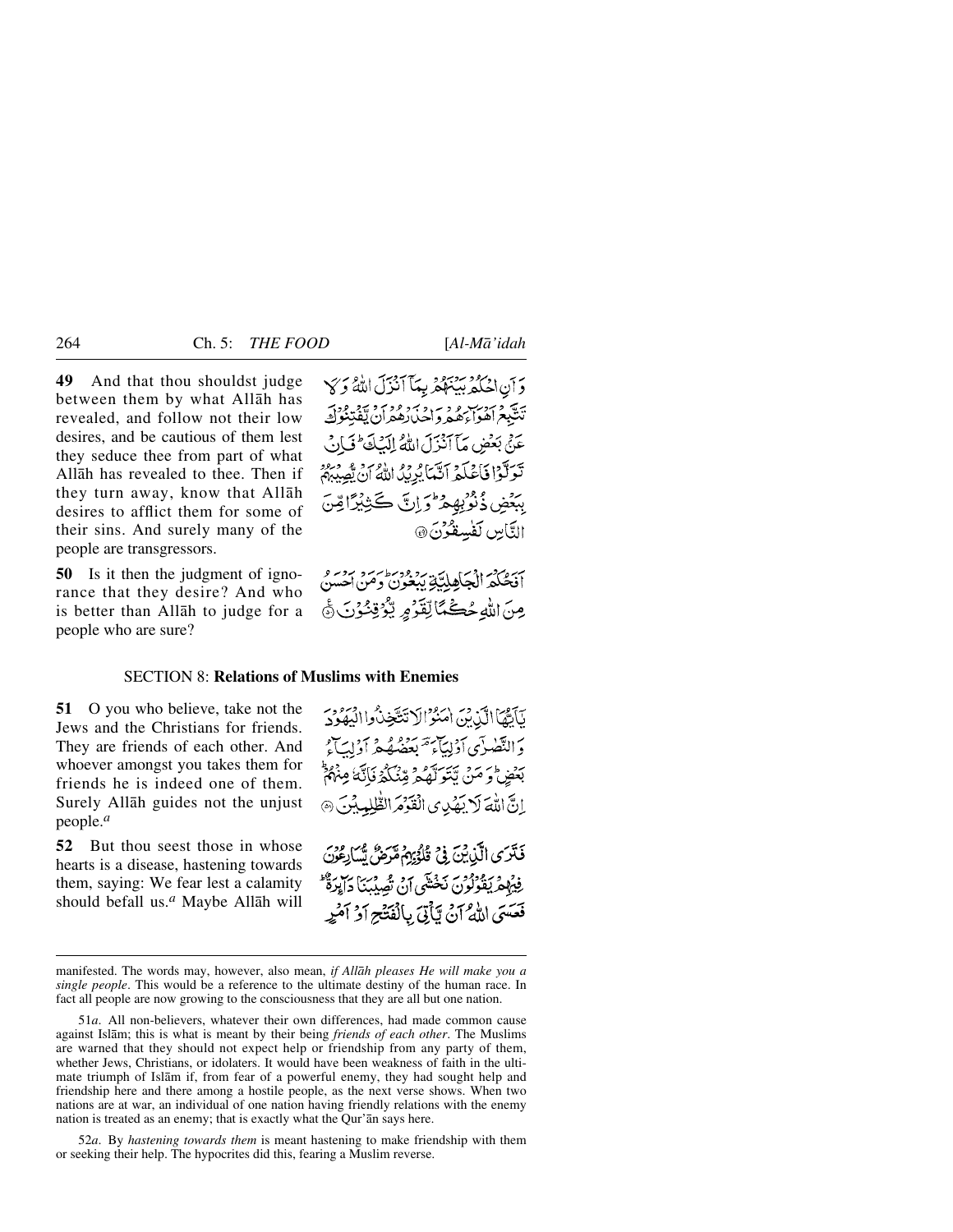**49** And that thou shouldst judge between them by what Allāh has revealed, and follow not their low desires, and be cautious of them lest they seduce thee from part of what Allāh has revealed to thee. Then if they turn away, know that Allāh desires to afflict them for some of their sins. And surely many of the people are transgressors.

وَ اَنِ احۡکُمۡ بَیۡنَہُمۡ بِمَاۤ اَنۡزَلَ اللّٰہُ وَ لَا تَتَّبِعۡ اَہۡوَآءَہُمۡ وَ احۡذَرۡہُمۡ اَنۡ یَّفۡتِنُوۡکَ عَنۡۢ بَعۡضِ مَاۤ اَنۡزَلَ اللّٰہُ اِلَیۡکَ ؕ فَاِنۡ تَوَلَّوۡا فَاعۡلَمۡ اَنَّمَا یُرِیۡدُ اللّٰہُ اَنۡ یُّصِیۡبَہُمۡ بِبَعۡضِ ذُنُوۡبِہِمۡ ؕ وَ اِنَّ کَثِیۡرًا مِّنَ النَّاسِ لَفٰسِقُوۡنَ ﴿۴۹﴾

**50** Is it then the judgment of ignorance that they desire? And who is better than Allāh to judge for a people who are sure?

اَفَحُکۡمَ الۡجَاہِلِیَّۃِ یَبۡغُوۡنَ ؕ وَ مَنۡ اَحۡسَنُ مِنَ اللّٰہِ حُکۡمًا لِّقَوۡمٍ یُّوۡقِنُوۡنَ ﴿۵۰﴾

## SECTION 8: Relations of Muslims with Enemies

**51** O you who believe, take not the Jews and the Christians for friends. They are friends of each other. And whoever amongst you takes them for friends he is indeed one of them. Surely Allāh guides not the unjust people.[a]

یٰۤاَیُّہَا الَّذِیۡنَ اٰمَنُوۡا لَا تَتَّخِذُوا الۡیَہُوۡدَ وَ النَّصٰرٰۤی اَوۡلِیَآءَ ۘؔ بَعۡضُہُمۡ اَوۡلِیَآءُ بَعۡضٍ ؕ وَ مَنۡ یَّتَوَلَّہُمۡ مِّنۡکُمۡ فَاِنَّہٗ مِنۡہُمۡ ؕ اِنَّ اللّٰہَ لَا یَہۡدِی الۡقَوۡمَ الظّٰلِمِیۡنَ ﴿۵۱﴾

**52** But thou seest those in whose hearts is a disease, hastening towards them, saying: We fear lest a calamity should befall us.[a] Maybe Allāh will

فَتَرَی الَّذِیۡنَ فِیۡ قُلُوۡبِہِمۡ مَّرَضٌ یُّسَارِعُوۡنَ فِیۡہِمۡ یَقُوۡلُوۡنَ نَخۡشٰۤی اَنۡ تُصِیۡبَنَا دَآئِرَۃٌ ؕ فَعَسَی اللّٰہُ اَنۡ یَّاۡتِیَ بِالۡفَتۡحِ اَوۡ اَمۡرٍ

---

manifested. The words may, however, also mean, *if Allāh pleases He will make you a single people*. This would be a reference to the ultimate destiny of the human race. In fact all people are now growing to the consciousness that they are all but one nation.

51*a*. All non-believers, whatever their own differences, had made common cause against Islām; this is what is meant by their being *friends of each other*. The Muslims are warned that they should not expect help or friendship from any party of them, whether Jews, Christians, or idolaters. It would have been weakness of faith in the ultimate triumph of Islām if, from fear of a powerful enemy, they had sought help and friendship here and there among a hostile people, as the next verse shows. When two nations are at war, an individual of one nation having friendly relations with the enemy nation is treated as an enemy; that is exactly what the Qur'ān says here.

52*a*. By *hastening towards them* is meant hastening to make friendship with them or seeking their help. The hypocrites did this, fearing a Muslim reverse.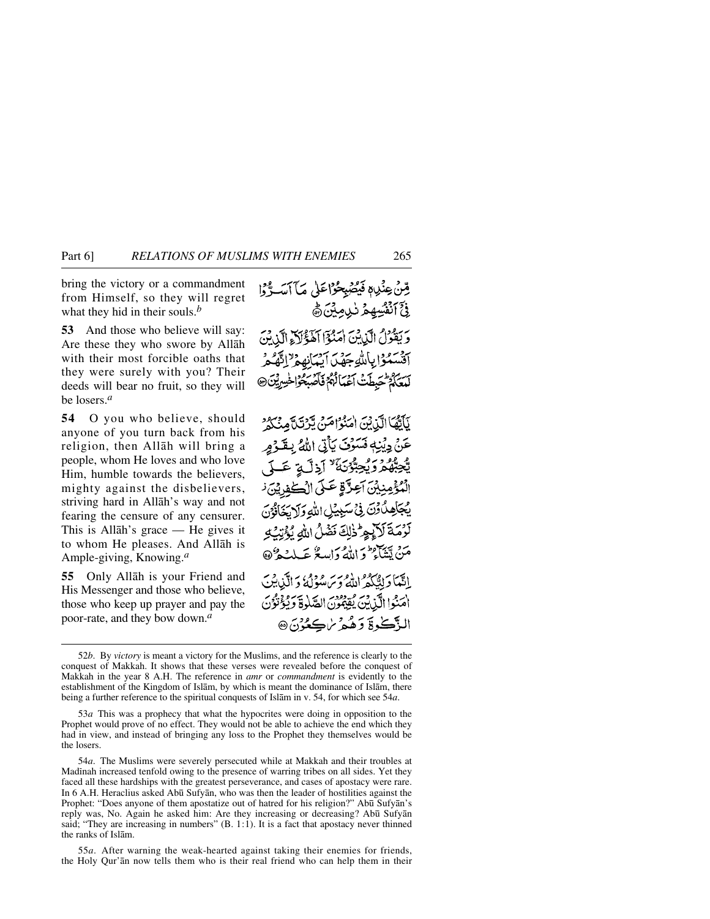bring the victory or a commandment from Himself, so they will regret what they hid in their souls.[b]

فَعَسَى اللّٰهُ أَنْ يَأْتِيَ بِالْفَتْحِ أَوْ أَمْرٍ مِّنْ عِنْدِهٖ فَيُصْبِحُوْا عَلٰى مَآ أَسَرُّوْا فِيْٓ أَنْفُسِهِمْ نٰدِمِيْنَ ﴿۵۲﴾

**53** And those who believe will say: Are these they who swore by Allāh with their most forcible oaths that they were surely with you? Their deeds will bear no fruit, so they will be losers.[a]

وَيَقُوْلُ الَّذِيْنَ اٰمَنُوْٓا أَهٰٓؤُلَآءِ الَّذِيْنَ أَقْسَمُوْا بِاللّٰهِ جَهْدَ أَيْمَانِهِمْ ۙ إِنَّهُمْ لَمَعَكُمْ ؕ حَبِطَتْ أَعْمَالُهُمْ فَأَصْبَحُوْا خٰسِرِيْنَ ﴿۵۳﴾

**54** O you who believe, should anyone of you turn back from his religion, then Allāh will bring a people, whom He loves and who love Him, humble towards the believers, mighty against the disbelievers, striving hard in Allāh's way and not fearing the censure of any censurer. This is Allāh's grace — He gives it to whom He pleases. And Allāh is Ample-giving, Knowing.[a]

يٰٓأَيُّهَا الَّذِيْنَ اٰمَنُوْا مَنْ يَّرْتَدَّ مِنْكُمْ عَنْ دِيْنِهٖ فَسَوْفَ يَأْتِي اللّٰهُ بِقَوْمٍ يُّحِبُّهُمْ وَيُحِبُّوْنَهٗٓ ۙ أَذِلَّةٍ عَلَى الْمُؤْمِنِيْنَ أَعِزَّةٍ عَلَى الْكٰفِرِيْنَ ۫ يُجَاهِدُوْنَ فِيْ سَبِيْلِ اللّٰهِ وَلَا يَخَافُوْنَ لَوْمَةَ لَآئِمٍ ؕ ذٰلِكَ فَضْلُ اللّٰهِ يُؤْتِيْهِ مَنْ يَّشَآءُ ؕ وَاللّٰهُ وَاسِعٌ عَلِيْمٌ ﴿۵۴﴾

**55** Only Allāh is your Friend and His Messenger and those who believe, those who keep up prayer and pay the poor-rate, and they bow down.[a]

إِنَّمَا وَلِيُّكُمُ اللّٰهُ وَرَسُوْلُهٗ وَالَّذِيْنَ اٰمَنُوا الَّذِيْنَ يُقِيْمُوْنَ الصَّلٰوةَ وَيُؤْتُوْنَ الزَّكٰوةَ وَهُمْ رٰكِعُوْنَ ﴿۵۵﴾

---

52*b*. By *victory* is meant a victory for the Muslims, and the reference is clearly to the conquest of Makkah. It shows that these verses were revealed before the conquest of Makkah in the year 8 A.H. The reference in *amr* or *commandment* is evidently to the establishment of the Kingdom of Islām, by which is meant the dominance of Islām, there being a further reference to the spiritual conquests of Islām in v. 54, for which see 54*a*.

53*a* This was a prophecy that what the hypocrites were doing in opposition to the Prophet would prove of no effect. They would not be able to achieve the end which they had in view, and instead of bringing any loss to the Prophet they themselves would be the losers.

54*a*. The Muslims were severely persecuted while at Makkah and their troubles at Madīnah increased tenfold owing to the presence of warring tribes on all sides. Yet they faced all these hardships with the greatest perseverance, and cases of apostacy were rare. In 6 A.H. Heraclius asked Abū Sufyān, who was then the leader of hostilities against the Prophet: "Does anyone of them apostatize out of hatred for his religion?" Abū Sufyān's reply was, No. Again he asked him: Are they increasing or decreasing? Abū Sufyān said; "They are increasing in numbers" (B. 1:1). It is a fact that apostacy never thinned the ranks of Islām.

55*a*. After warning the weak-hearted against taking their enemies for friends, the Holy Qur'ān now tells them who is their real friend who can help them in their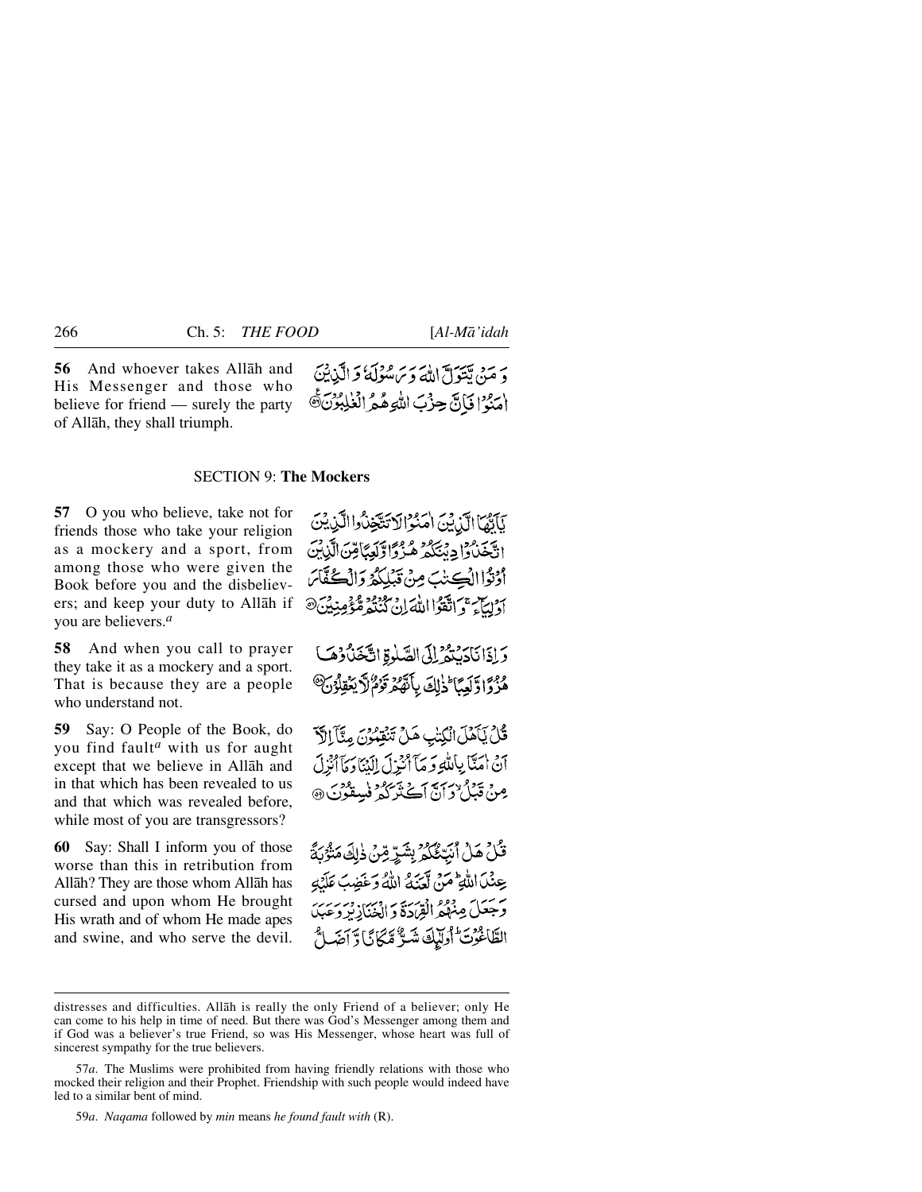**56** And whoever takes Allāh and His Messenger and those who believe for friend — surely the party of Allāh, they shall triumph.

وَ مَنْ يَّتَوَلَّ اللّٰهَ وَ رَسُوْلَهٗ وَ الَّذِيْنَ اٰمَنُوْا فَاِنَّ حِزْبَ اللّٰهِ هُمُ الْغٰلِبُوْنَ

## SECTION 9: **The Mockers**

**57** O you who believe, take not for friends those who take your religion as a mockery and a sport, from among those who were given the Book before you and the disbelievers; and keep your duty to Allāh if you are believers.[a]

يٰۤاَيُّهَا الَّذِيْنَ اٰمَنُوْا لَا تَتَّخِذُوا الَّذِيْنَ اتَّخَذُوْا دِيْنَكُمْ هُزُوًا وَّ لَعِبًا مِّنَ الَّذِيْنَ اُوْتُوا الْكِتٰبَ مِنْ قَبْلِكُمْ وَ الْكُفَّارَ اَوْلِيَآءَ ۚ وَ اتَّقُوا اللّٰهَ اِنْ كُنْتُمْ مُّؤْمِنِيْنَ

**58** And when you call to prayer they take it as a mockery and a sport. That is because they are a people who understand not.

وَ اِذَا نَادَيْتُمْ اِلَى الصَّلٰوةِ اتَّخَذُوْهَا هُزُوًا وَّ لَعِبًا ؕ ذٰلِكَ بِاَنَّهُمْ قَوْمٌ لَّا يَعْقِلُوْنَ

**59** Say: O People of the Book, do you find fault[a] with us for aught except that we believe in Allāh and in that which has been revealed to us and that which was revealed before, while most of you are transgressors?

قُلْ يٰۤاَهْلَ الْكِتٰبِ هَلْ تَنْقِمُوْنَ مِنَّاۤ اِلَّاۤ اَنْ اٰمَنَّا بِاللّٰهِ وَ مَاۤ اُنْزِلَ اِلَيْنَا وَ مَاۤ اُنْزِلَ مِنْ قَبْلُ ۙ وَ اَنَّ اَكْثَرَكُمْ فٰسِقُوْنَ

**60** Say: Shall I inform you of those worse than this in retribution from Allāh? They are those whom Allāh has cursed and upon whom He brought His wrath and of whom He made apes and swine, and who serve the devil.

قُلْ هَلْ اُنَبِّئُكُمْ بِشَرٍّ مِّنْ ذٰلِكَ مَثُوْبَةً عِنْدَ اللّٰهِ ؕ مَنْ لَّعَنَهُ اللّٰهُ وَ غَضِبَ عَلَيْهِ وَ جَعَلَ مِنْهُمُ الْقِرَدَةَ وَ الْخَنَازِيْرَ وَ عَبَدَ الطَّاغُوْتَ ؕ اُولٰٓئِكَ شَرٌّ مَّكَانًا وَّ اَضَلُّ

---

distresses and difficulties. Allāh is really the only Friend of a believer; only He can come to his help in time of need. But there was God's Messenger among them and if God was a believer's true Friend, so was His Messenger, whose heart was full of sincerest sympathy for the true believers.

57*a*. The Muslims were prohibited from having friendly relations with those who mocked their religion and their Prophet. Friendship with such people would indeed have led to a similar bent of mind.

59*a*. *Naqama* followed by *min* means *he found fault with* (R).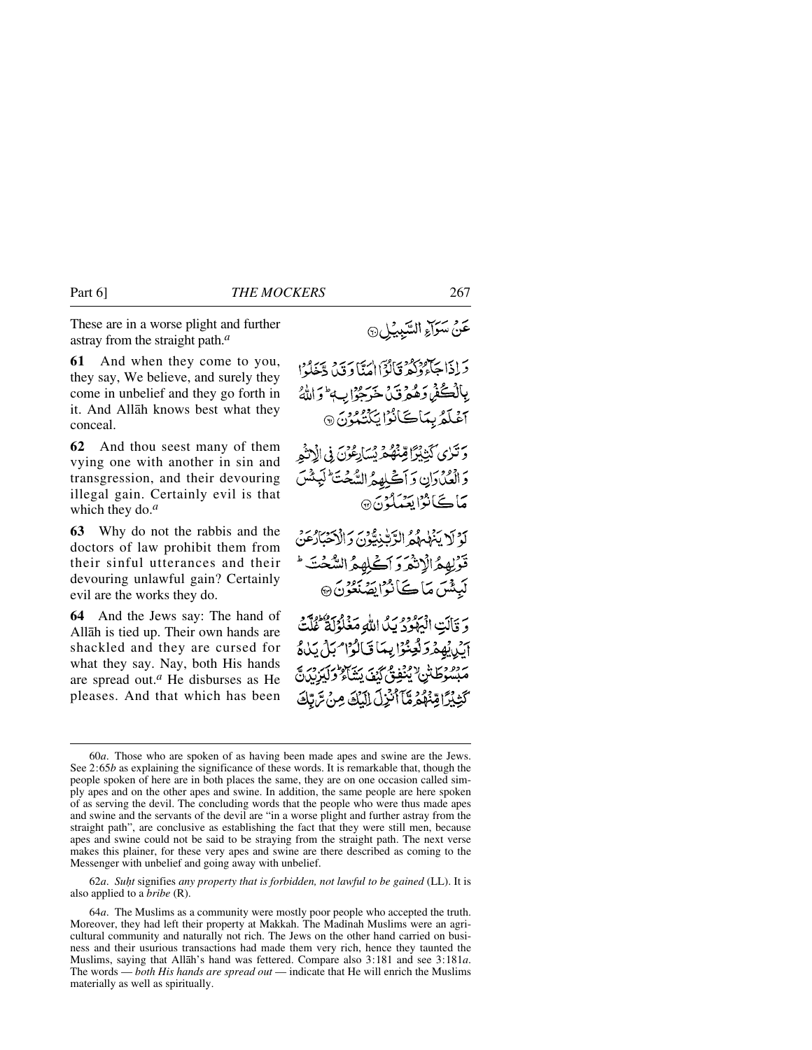These are in a worse plight and further astray from the straight path.[a]

عَنْ سَوَآءِ السَّبِيْلِ ۝٦٠

**61** And when they come to you, they say, We believe, and surely they come in unbelief and they go forth in it. And Allāh knows best what they conceal.

وَ اِذَا جَآءُوْكُمْ قَالُوْٓا اٰمَنَّا وَ قَدْ دَّخَلُوْا بِالْكُفْرِ وَ هُمْ قَدْ خَرَجُوْا بِهٖ ؕ وَ اللّٰهُ اَعْلَمُ بِمَا كَانُوْا يَكْتُمُوْنَ ۝٦١

**62** And thou seest many of them vying one with another in sin and transgression, and their devouring illegal gain. Certainly evil is that which they do.[a]

وَ تَرٰى كَثِيْرًا مِّنْهُمْ يُسَارِعُوْنَ فِى الْاِثْمِ وَ الْعُدْوَانِ وَ اَكْلِهِمُ السُّحْتَ ؕ لَبِئْسَ مَا كَانُوْا يَعْمَلُوْنَ ۝٦٢

**63** Why do not the rabbis and the doctors of law prohibit them from their sinful utterances and their devouring unlawful gain? Certainly evil are the works they do.

لَوْ لَا يَنْهٰىهُمُ الرَّبّٰنِيُّوْنَ وَ الْاَحْبَارُ عَنْ قَوْلِهِمُ الْاِثْمَ وَ اَكْلِهِمُ السُّحْتَ ؕ لَبِئْسَ مَا كَانُوْا يَصْنَعُوْنَ ۝٦٣

**64** And the Jews say: The hand of Allāh is tied up. Their own hands are shackled and they are cursed for what they say. Nay, both His hands are spread out.[a] He disburses as He pleases. And that which has been

وَ قَالَتِ الْيَهُوْدُ يَدُ اللّٰهِ مَغْلُوْلَةٌ ؕ غُلَّتْ اَيْدِيْهِمْ وَ لُعِنُوْا بِمَا قَالُوْا ۘ بَلْ يَدٰهُ مَبْسُوْطَتٰنِ ۙ يُنْفِقُ كَيْفَ يَشَآءُ ؕ وَ لَيَزِيْدَنَّ كَثِيْرًا مِّنْهُمْ مَّآ اُنْزِلَ اِلَيْكَ مِنْ رَّبِّكَ

---

60*a*. Those who are spoken of as having been made apes and swine are the Jews. See 2:65*b* as explaining the significance of these words. It is remarkable that, though the people spoken of here are in both places the same, they are on one occasion called simply apes and on the other apes and swine. In addition, the same people are here spoken of as serving the devil. The concluding words that the people who were thus made apes and swine and the servants of the devil are "in a worse plight and further astray from the straight path", are conclusive as establishing the fact that they were still men, because apes and swine could not be said to be straying from the straight path. The next verse makes this plainer, for these very apes and swine are there described as coming to the Messenger with unbelief and going away with unbelief.

62*a*. *Suḥt* signifies *any property that is forbidden, not lawful to be gained* (LL). It is also applied to a *bribe* (R).

64*a*. The Muslims as a community were mostly poor people who accepted the truth. Moreover, they had left their property at Makkah. The Madinah Muslims were an agricultural community and naturally not rich. The Jews on the other hand carried on business and their usurious transactions had made them very rich, hence they taunted the Muslims, saying that Allāh's hand was fettered. Compare also 3:181 and see 3:181*a*. The words — *both His hands are spread out* — indicate that He will enrich the Muslims materially as well as spiritually.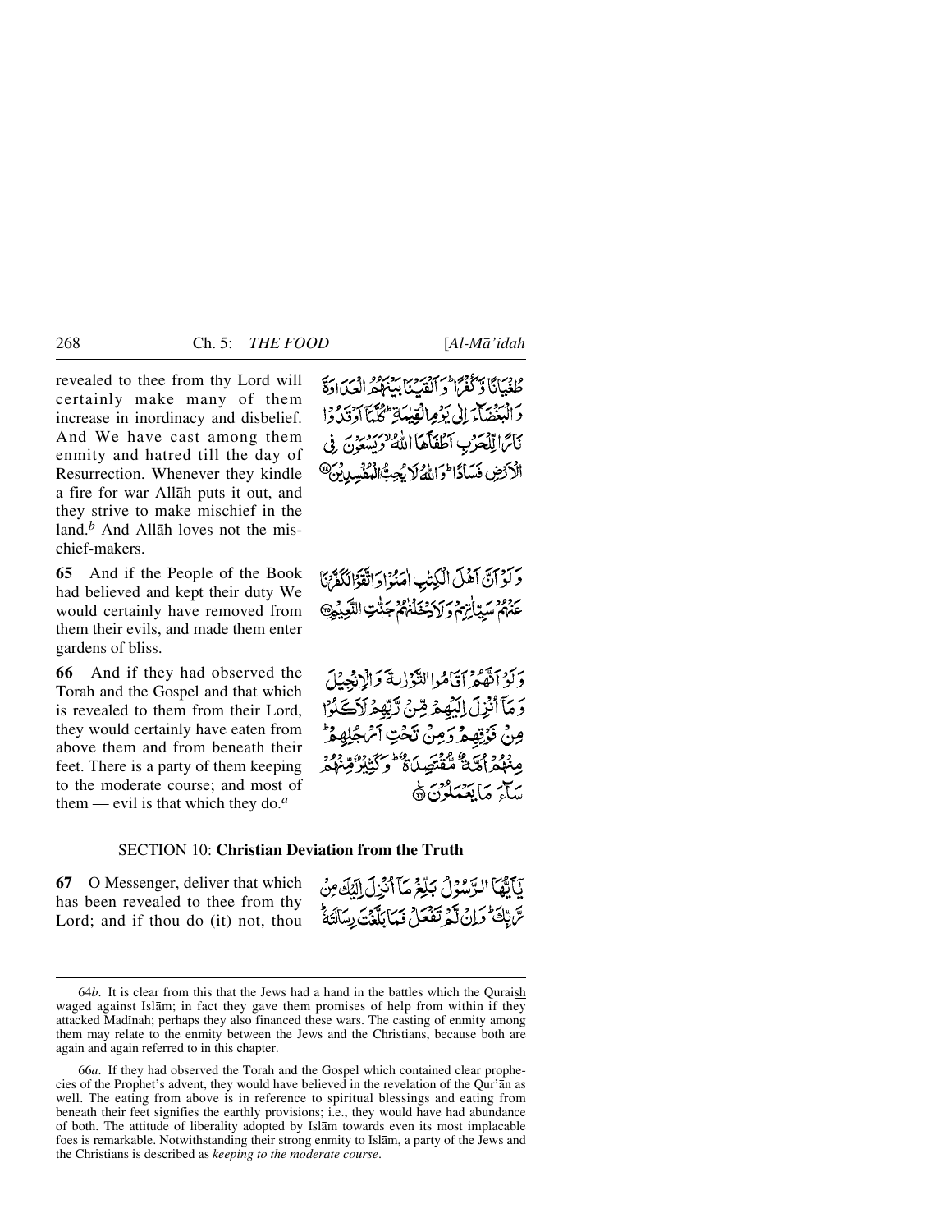revealed to thee from thy Lord will certainly make many of them increase in inordinacy and disbelief. And We have cast among them enmity and hatred till the day of Resurrection. Whenever they kindle a fire for war Allāh puts it out, and they strive to make mischief in the land.[b] And Allāh loves not the mischief-makers.

طُغْيَانًا وَّكُفْرًا ۚ وَاَلْقَيْنَا بَيْنَهُمُ الْعَدَاوَةَ وَالْبَغْضَآءَ اِلٰى يَوْمِ الْقِيٰمَةِ ۚ كُلَّمَآ اَوْقَدُوْا نَارًا لِّلْحَرْبِ اَطْفَاَهَا اللّٰهُ ۙ وَيَسْعَوْنَ فِى الْاَرْضِ فَسَادًا ۚ وَاللّٰهُ لَا يُحِبُّ الْمُفْسِدِيْنَ ﴿۶۴﴾

**65** And if the People of the Book had believed and kept their duty We would certainly have removed from them their evils, and made them enter gardens of bliss.

وَلَوْ اَنَّ اَهْلَ الْكِتٰبِ اٰمَنُوْا وَاتَّقَوْا لَكَفَّرْنَا عَنْهُمْ سَيِّاٰتِهِمْ وَلَاَدْخَلْنٰهُمْ جَنّٰتِ النَّعِيْمِ ﴿۶۵﴾

**66** And if they had observed the Torah and the Gospel and that which is revealed to them from their Lord, they would certainly have eaten from above them and from beneath their feet. There is a party of them keeping to the moderate course; and most of them — evil is that which they do.[a]

وَلَوْ اَنَّهُمْ اَقَامُوا التَّوْرٰىةَ وَالْاِنْجِيْلَ وَمَآ اُنْزِلَ اِلَيْهِمْ مِّنْ رَّبِّهِمْ لَاَكَلُوْا مِنْ فَوْقِهِمْ وَمِنْ تَحْتِ اَرْجُلِهِمْ ۚ مِنْهُمْ اُمَّةٌ مُّقْتَصِدَةٌ ۚ وَكَثِيْرٌ مِّنْهُمْ سَآءَ مَا يَعْمَلُوْنَ ﴿۶۶﴾

## SECTION 10: **Christian Deviation from the Truth**

**67** O Messenger, deliver that which has been revealed to thee from thy Lord; and if thou do (it) not, thou

يٰٓاَيُّهَا الرَّسُوْلُ بَلِّغْ مَآ اُنْزِلَ اِلَيْكَ مِنْ رَّبِّكَ ۚ وَاِنْ لَّمْ تَفْعَلْ فَمَا بَلَّغْتَ رِسَالَتَهٗ ۚ

---

64*b*. It is clear from this that the Jews had a hand in the battles which the Quraish waged against Islām; in fact they gave them promises of help from within if they attacked Madīnah; perhaps they also financed these wars. The casting of enmity among them may relate to the enmity between the Jews and the Christians, because both are again and again referred to in this chapter.

66*a*. If they had observed the Torah and the Gospel which contained clear prophecies of the Prophet's advent, they would have believed in the revelation of the Qur'ān as well. The eating from above is in reference to spiritual blessings and eating from beneath their feet signifies the earthly provisions; i.e., they would have had abundance of both. The attitude of liberality adopted by Islām towards even its most implacable foes is remarkable. Notwithstanding their strong enmity to Islām, a party of the Jews and the Christians is described as *keeping to the moderate course*.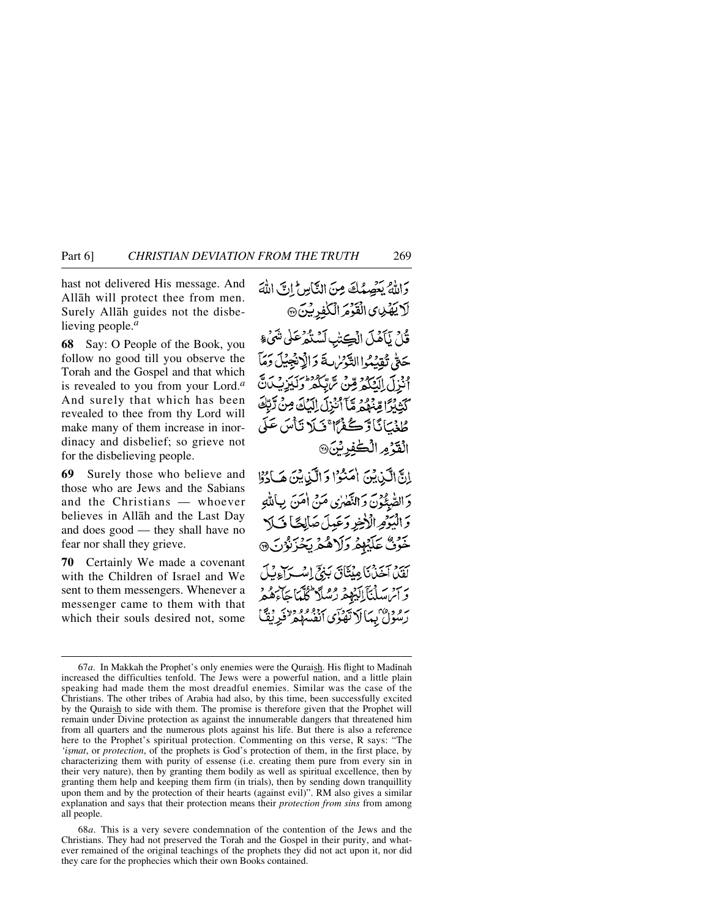hast not delivered His message. And Allāh will protect thee from men. Surely Allāh guides not the disbelieving people.[a]

وَاللّٰهُ يَعْصِمُكَ مِنَ النَّاسِ ۗ إِنَّ اللّٰهَ لَا يَهْدِي الْقَوْمَ الْكٰفِرِيْنَ ۝٦٧

**68** Say: O People of the Book, you follow no good till you observe the Torah and the Gospel and that which is revealed to you from your Lord.[a] And surely that which has been revealed to thee from thy Lord will make many of them increase in inordinacy and disbelief; so grieve not for the disbelieving people.

قُلْ يٰٓأَهْلَ الْكِتٰبِ لَسْتُمْ عَلٰى شَيْءٍ حَتّٰى تُقِيْمُوا التَّوْرٰىةَ وَالْإِنْجِيْلَ وَمَآ أُنْزِلَ إِلَيْكُمْ مِّنْ رَّبِّكُمْ ۗ وَلَيَزِيْدَنَّ كَثِيْرًا مِّنْهُمْ مَّآ أُنْزِلَ إِلَيْكَ مِنْ رَّبِّكَ طُغْيَانًا وَّكُفْرًا ۚ فَلَا تَأْسَ عَلَى الْقَوْمِ الْكٰفِرِيْنَ ۝٦٨

**69** Surely those who believe and those who are Jews and the Sabians and the Christians — whoever believes in Allāh and the Last Day and does good — they shall have no fear nor shall they grieve.

إِنَّ الَّذِيْنَ اٰمَنُوْا وَالَّذِيْنَ هَادُوْا وَالصّٰبِئُوْنَ وَالنَّصٰرٰى مَنْ اٰمَنَ بِاللّٰهِ وَالْيَوْمِ الْاٰخِرِ وَعَمِلَ صٰلِحًا فَلَا خَوْفٌ عَلَيْهِمْ وَلَا هُمْ يَحْزَنُوْنَ ۝٦٩

**70** Certainly We made a covenant with the Children of Israel and We sent to them messengers. Whenever a messenger came to them with that which their souls desired not, some

لَقَدْ أَخَذْنَا مِيْثَاقَ بَنِيْٓ إِسْرَآءِيْلَ وَأَرْسَلْنَآ إِلَيْهِمْ رُسُلًا ۗ كُلَّمَا جَآءَهُمْ رَسُوْلٌۢ بِمَا لَا تَهْوٰٓى أَنْفُسُهُمْ ۙ فَرِيْقًا

---

67*a*. In Makkah the Prophet's only enemies were the Quraish. His flight to Madīnah increased the difficulties tenfold. The Jews were a powerful nation, and a little plain speaking had made them the most dreadful enemies. Similar was the case of the Christians. The other tribes of Arabia had also, by this time, been successfully excited by the Quraish to side with them. The promise is therefore given that the Prophet will remain under Divine protection as against the innumerable dangers that threatened him from all quarters and the numerous plots against his life. But there is also a reference here to the Prophet's spiritual protection. Commenting on this verse, R says: "The *'iṣmat*, or *protection*, of the prophets is God's protection of them, in the first place, by characterizing them with purity of essense (i.e. creating them pure from every sin in their very nature), then by granting them bodily as well as spiritual excellence, then by granting them help and keeping them firm (in trials), then by sending down tranquillity upon them and by the protection of their hearts (against evil)". RM also gives a similar explanation and says that their protection means their *protection from sins* from among all people.

68*a*. This is a very severe condemnation of the contention of the Jews and the Christians. They had not preserved the Torah and the Gospel in their purity, and whatever remained of the original teachings of the prophets they did not act upon it, nor did they care for the prophecies which their own Books contained.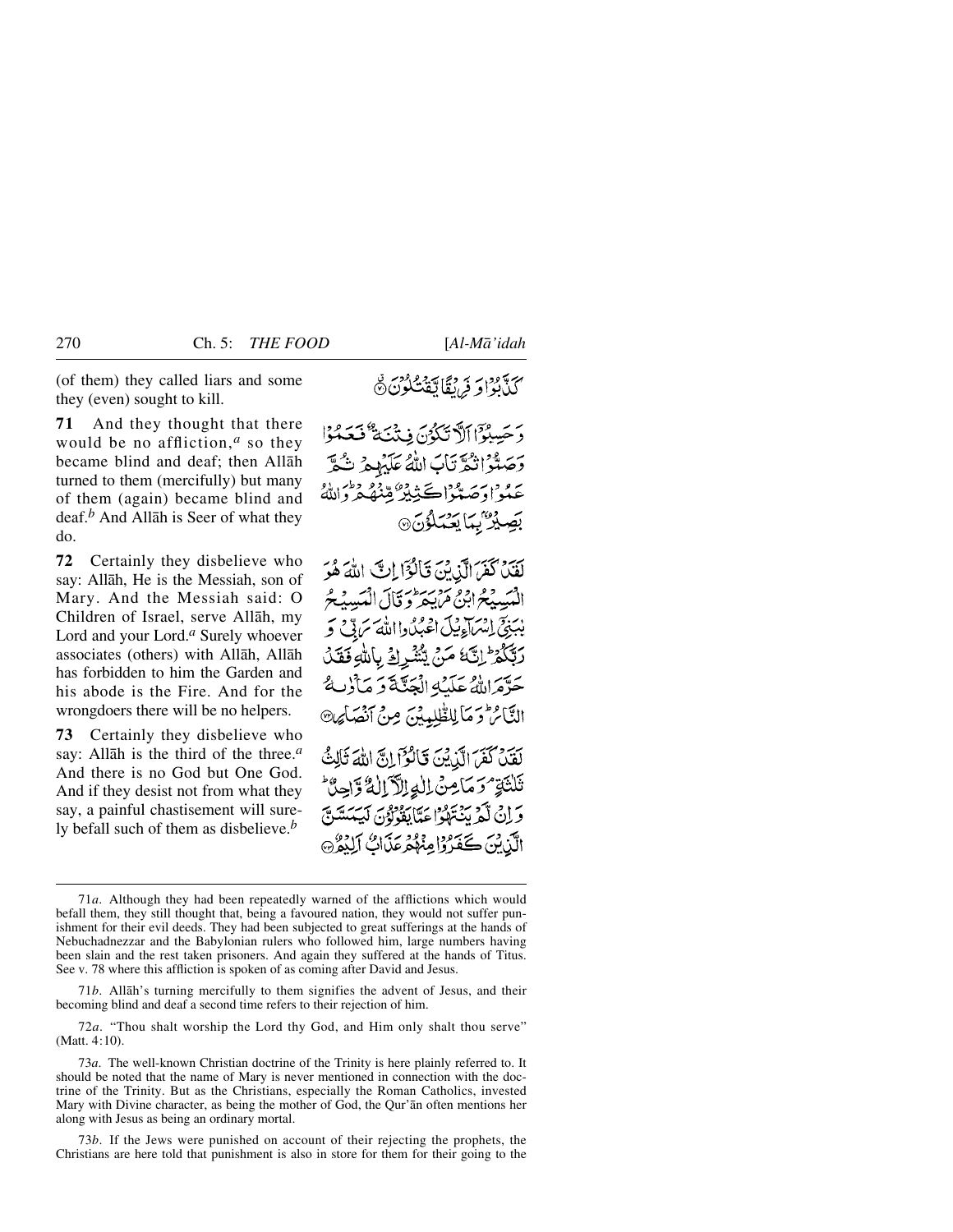(of them) they called liars and some they (even) sought to kill.

كَذَّبُوْا وَ فَرِيْقًا يَّقْتُلُوْنَ ۝

**71** And they thought that there would be no affliction,[a] so they became blind and deaf; then Allāh turned to them (mercifully) but many of them (again) became blind and deaf.[b] And Allāh is Seer of what they do.

وَ حَسِبُوْٓا اَلَّا تَكُوْنَ فِتْنَةٌ فَعَمُوْا وَ صَمُّوْا ثُمَّ تَابَ اللّٰهُ عَلَيْهِمْ ثُمَّ عَمُوْا وَ صَمُّوْا كَثِيْرٌ مِّنْهُمْ ؕ وَ اللّٰهُ بَصِيْرٌۢ بِمَا يَعْمَلُوْنَ ۝

**72** Certainly they disbelieve who say: Allāh, He is the Messiah, son of Mary. And the Messiah said: O Children of Israel, serve Allāh, my Lord and your Lord.[a] Surely whoever associates (others) with Allāh, Allāh has forbidden to him the Garden and his abode is the Fire. And for the wrongdoers there will be no helpers.

لَقَدْ كَفَرَ الَّذِيْنَ قَالُوْٓا اِنَّ اللّٰهَ هُوَ الْمَسِيْحُ ابْنُ مَرْيَمَ ؕ وَ قَالَ الْمَسِيْحُ يٰبَنِيْٓ اِسْرَآءِيْلَ اعْبُدُوا اللّٰهَ رَبِّيْ وَ رَبَّكُمْ ؕ اِنَّهٗ مَنْ يُّشْرِكْ بِاللّٰهِ فَقَدْ حَرَّمَ اللّٰهُ عَلَيْهِ الْجَنَّةَ وَ مَاْوٰىهُ النَّارُ ؕ وَ مَا لِلظّٰلِمِيْنَ مِنْ اَنْصَارٍ ۝

**73** Certainly they disbelieve who say: Allāh is the third of the three.[a] And there is no God but One God. And if they desist not from what they say, a painful chastisement will surely befall such of them as disbelieve.[b]

لَقَدْ كَفَرَ الَّذِيْنَ قَالُوْٓا اِنَّ اللّٰهَ ثَالِثُ ثَلٰثَةٍ ۘ وَ مَا مِنْ اِلٰهٍ اِلَّآ اِلٰهٌ وَّاحِدٌ ؕ وَ اِنْ لَّمْ يَنْتَهُوْا عَمَّا يَقُوْلُوْنَ لَيَمَسَّنَّ الَّذِيْنَ كَفَرُوْا مِنْهُمْ عَذَابٌ اَلِيْمٌ ۝

---

71*a*. Although they had been repeatedly warned of the afflictions which would befall them, they still thought that, being a favoured nation, they would not suffer punishment for their evil deeds. They had been subjected to great sufferings at the hands of Nebuchadnezzar and the Babylonian rulers who followed him, large numbers having been slain and the rest taken prisoners. And again they suffered at the hands of Titus. See v. 78 where this affliction is spoken of as coming after David and Jesus.

71*b*. Allāh's turning mercifully to them signifies the advent of Jesus, and their becoming blind and deaf a second time refers to their rejection of him.

72*a*. "Thou shalt worship the Lord thy God, and Him only shalt thou serve" (Matt. 4:10).

73*a*. The well-known Christian doctrine of the Trinity is here plainly referred to. It should be noted that the name of Mary is never mentioned in connection with the doctrine of the Trinity. But as the Christians, especially the Roman Catholics, invested Mary with Divine character, as being the mother of God, the Qur'ān often mentions her along with Jesus as being an ordinary mortal.

73*b*. If the Jews were punished on account of their rejecting the prophets, the Christians are here told that punishment is also in store for them for their going to the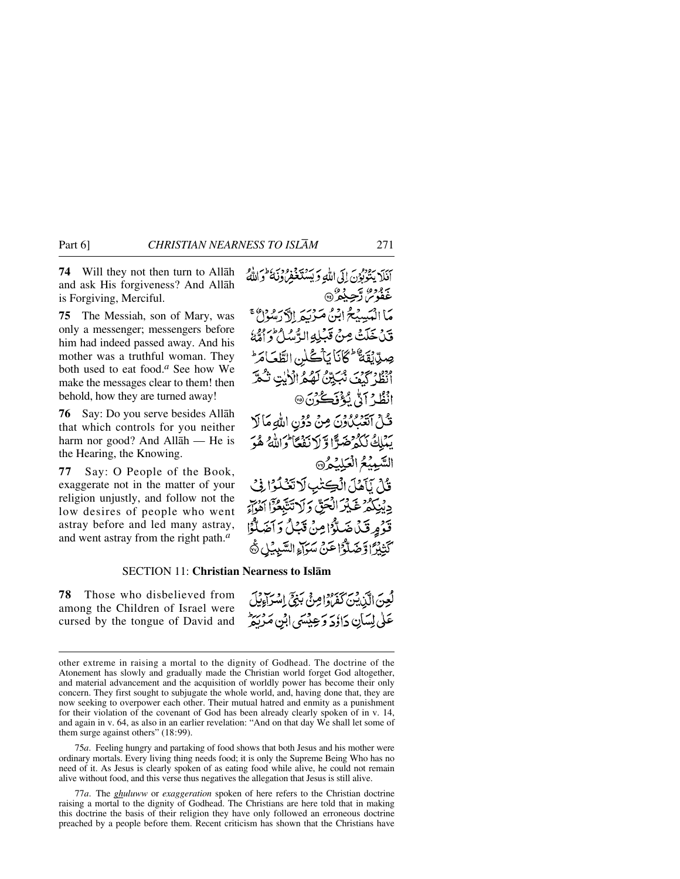**74** Will they not then turn to Allāh and ask His forgiveness? And Allāh is Forgiving, Merciful.

أَفَلَا يَتُوبُونَ إِلَى اللَّهِ وَيَسْتَغْفِرُونَهُ ۚ وَاللَّهُ غَفُورٌ رَّحِيمٌ ﴿٧٤﴾

**75** The Messiah, son of Mary, was only a messenger; messengers before him had indeed passed away. And his mother was a truthful woman. They both used to eat food.[a] See how We make the messages clear to them! then behold, how they are turned away!

مَّا الْمَسِيحُ ابْنُ مَرْيَمَ إِلَّا رَسُولٌ قَدْ خَلَتْ مِن قَبْلِهِ الرُّسُلُ وَأُمُّهُ صِدِّيقَةٌ ۖ كَانَا يَأْكُلَانِ الطَّعَامَ ۗ انظُرْ كَيْفَ نُبَيِّنُ لَهُمُ الْآيَاتِ ثُمَّ انظُرْ أَنَّىٰ يُؤْفَكُونَ ﴿٧٥﴾

**76** Say: Do you serve besides Allāh that which controls for you neither harm nor good? And Allāh — He is the Hearing, the Knowing.

قُلْ أَتَعْبُدُونَ مِن دُونِ اللَّهِ مَا لَا يَمْلِكُ لَكُمْ ضَرًّا وَلَا نَفْعًا ۚ وَاللَّهُ هُوَ السَّمِيعُ الْعَلِيمُ ﴿٧٦﴾

**77** Say: O People of the Book, exaggerate not in the matter of your religion unjustly, and follow not the low desires of people who went astray before and led many astray, and went astray from the right path.[a]

قُلْ يَا أَهْلَ الْكِتَابِ لَا تَغْلُوا فِي دِينِكُمْ غَيْرَ الْحَقِّ وَلَا تَتَّبِعُوا أَهْوَاءَ قَوْمٍ قَدْ ضَلُّوا مِن قَبْلُ وَأَضَلُّوا كَثِيرًا وَضَلُّوا عَن سَوَاءِ السَّبِيلِ ﴿٧٧﴾

## SECTION 11: Christian Nearness to Islām

**78** Those who disbelieved from among the Children of Israel were cursed by the tongue of David and

لُعِنَ الَّذِينَ كَفَرُوا مِن بَنِي إِسْرَائِيلَ عَلَىٰ لِسَانِ دَاوُودَ وَعِيسَى ابْنِ مَرْيَمَ

---

other extreme in raising a mortal to the dignity of Godhead. The doctrine of the Atonement has slowly and gradually made the Christian world forget God altogether, and material advancement and the acquisition of worldly power has become their only concern. They first sought to subjugate the whole world, and, having done that, they are now seeking to overpower each other. Their mutual hatred and enmity as a punishment for their violation of the covenant of God has been already clearly spoken of in v. 14, and again in v. 64, as also in an earlier revelation: "And on that day We shall let some of them surge against others" (18:99).

75*a*. Feeling hungry and partaking of food shows that both Jesus and his mother were ordinary mortals. Every living thing needs food; it is only the Supreme Being Who has no need of it. As Jesus is clearly spoken of as eating food while alive, he could not remain alive without food, and this verse thus negatives the allegation that Jesus is still alive.

77*a*. The *ghuluww* or *exaggeration* spoken of here refers to the Christian doctrine raising a mortal to the dignity of Godhead. The Christians are here told that in making this doctrine the basis of their religion they have only followed an erroneous doctrine preached by a people before them. Recent criticism has shown that the Christians have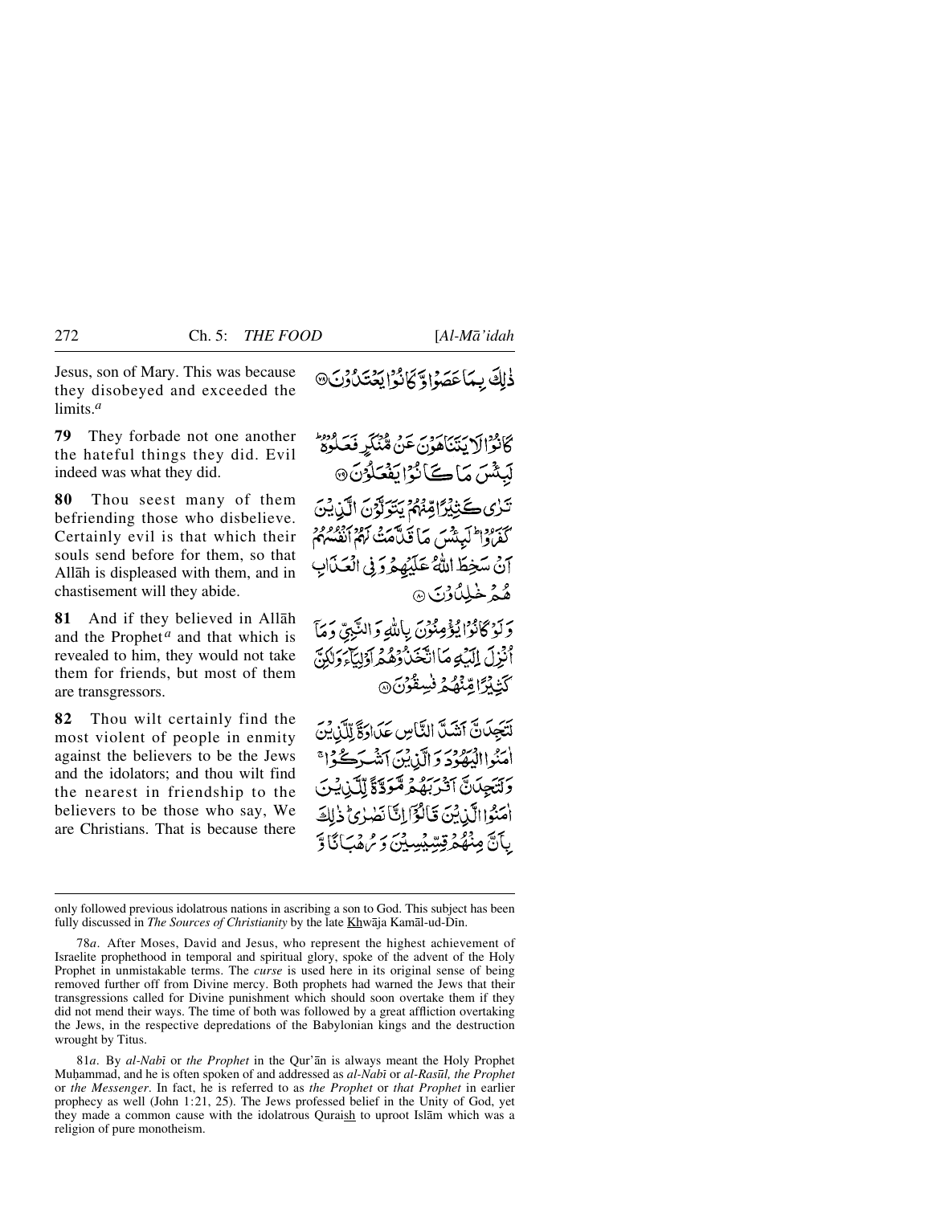Jesus, son of Mary. This was because they disobeyed and exceeded the limits.[a]

ذٰلِكَ بِمَا عَصَوْا وَّكَانُوْا يَعْتَدُوْنَ ﴿۷۸﴾

**79** They forbade not one another the hateful things they did. Evil indeed was what they did.

كَانُوْا لَا يَتَنَاهَوْنَ عَنْ مُّنْكَرٍ فَعَلُوْهُ ؕ لَبِئْسَ مَا كَانُوْا يَفْعَلُوْنَ ﴿۷۹﴾

**80** Thou seest many of them befriending those who disbelieve. Certainly evil is that which their souls send before for them, so that Allāh is displeased with them, and in chastisement will they abide.

تَرٰى كَثِيْرًا مِّنْهُمْ يَتَوَلَّوْنَ الَّذِيْنَ كَفَرُوْا ؕ لَبِئْسَ مَا قَدَّمَتْ لَهُمْ اَنْفُسُهُمْ اَنْ سَخِطَ اللّٰهُ عَلَيْهِمْ وَ فِي الْعَذَابِ هُمْ خٰلِدُوْنَ ﴿۸۰﴾

**81** And if they believed in Allāh and the Prophet[a] and that which is revealed to him, they would not take them for friends, but most of them are transgressors.

وَلَوْ كَانُوْا يُؤْمِنُوْنَ بِاللّٰهِ وَالنَّبِيِّ وَمَآ اُنْزِلَ اِلَيْهِ مَا اتَّخَذُوْهُمْ اَوْلِيَآءَ وَلٰكِنَّ كَثِيْرًا مِّنْهُمْ فٰسِقُوْنَ ﴿۸۱﴾

**82** Thou wilt certainly find the most violent of people in enmity against the believers to be the Jews and the idolators; and thou wilt find the nearest in friendship to the believers to be those who say, We are Christians. That is because there

لَتَجِدَنَّ اَشَدَّ النَّاسِ عَدَاوَةً لِّلَّذِيْنَ اٰمَنُوا الْيَهُوْدَ وَالَّذِيْنَ اَشْرَكُوْا ۚ وَلَتَجِدَنَّ اَقْرَبَهُمْ مَّوَدَّةً لِّلَّذِيْنَ اٰمَنُوا الَّذِيْنَ قَالُوْٓا اِنَّا نَصٰرٰى ؕ ذٰلِكَ بِاَنَّ مِنْهُمْ قِسِّيْسِيْنَ وَرُهْبَانًا وَّ

---

only followed previous idolatrous nations in ascribing a son to God. This subject has been fully discussed in *The Sources of Christianity* by the late Khwāja Kamāl-ud-Dīn.

78*a*. After Moses, David and Jesus, who represent the highest achievement of Israelite prophethood in temporal and spiritual glory, spoke of the advent of the Holy Prophet in unmistakable terms. The *curse* is used here in its original sense of being removed further off from Divine mercy. Both prophets had warned the Jews that their transgressions called for Divine punishment which should soon overtake them if they did not mend their ways. The time of both was followed by a great affliction overtaking the Jews, in the respective depredations of the Babylonian kings and the destruction wrought by Titus.

81*a*. By *al-Nabī* or *the Prophet* in the Qur'ān is always meant the Holy Prophet Muḥammad, and he is often spoken of and addressed as *al-Nabī* or *al-Rasūl, the Prophet* or *the Messenger*. In fact, he is referred to as *the Prophet* or *that Prophet* in earlier prophecy as well (John 1:21, 25). The Jews professed belief in the Unity of God, yet they made a common cause with the idolatrous Quraish to uproot Islām which was a religion of pure monotheism.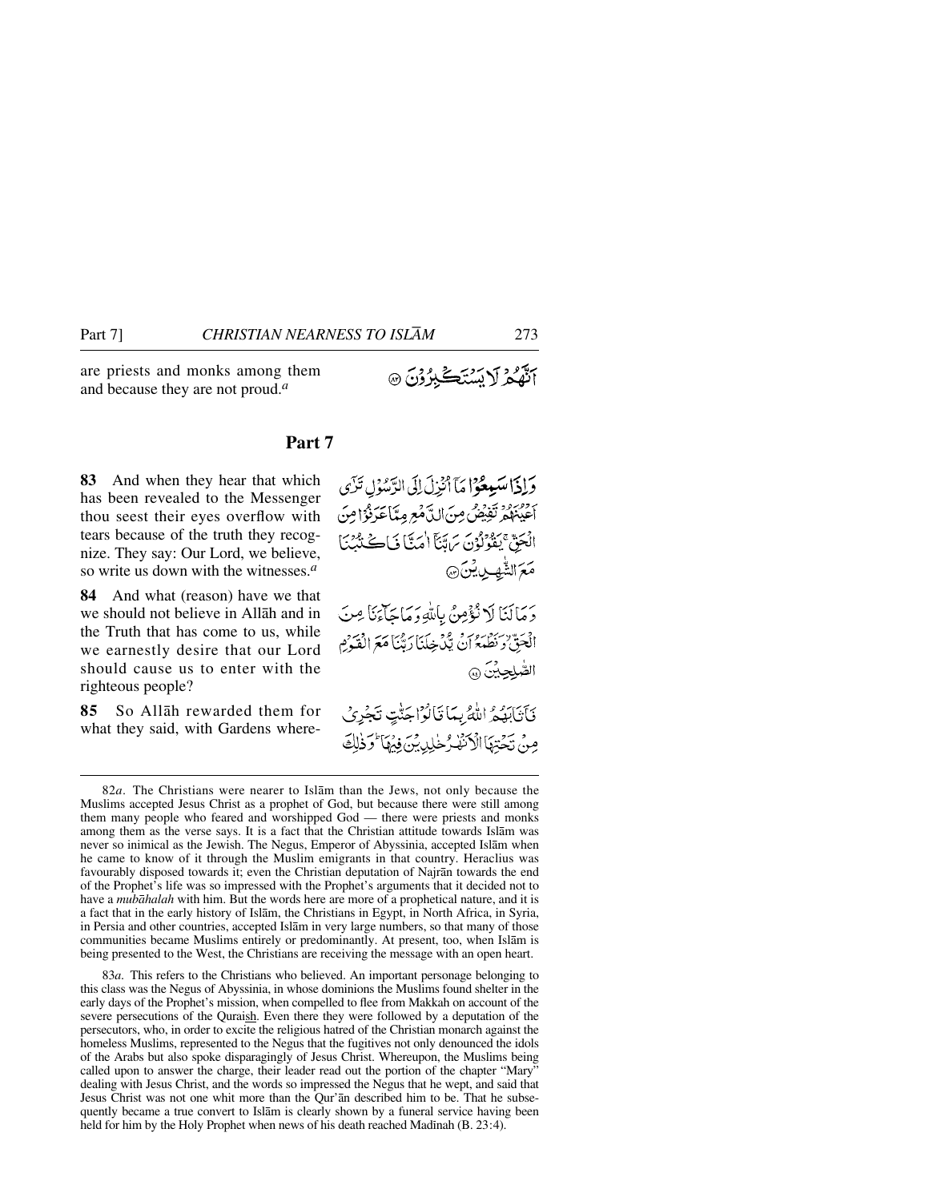are priests and monks among them and because they are not proud.[a]

أَنَّهُمْ لَا يَسْتَكْبِرُونَ ﴿٨٢﴾

## Part 7

**83** And when they hear that which has been revealed to the Messenger thou seest their eyes overflow with tears because of the truth they recognize. They say: Our Lord, we believe, so write us down with the witnesses.[a]

وَإِذَا سَمِعُوا مَا أُنزِلَ إِلَى الرَّسُولِ تَرَىٰ أَعْيُنَهُمْ تَفِيضُ مِنَ الدَّمْعِ مِمَّا عَرَفُوا مِنَ الْحَقِّ ۖ يَقُولُونَ رَبَّنَا آمَنَّا فَاكْتُبْنَا مَعَ الشَّاهِدِينَ ﴿٨٣﴾

**84** And what (reason) have we that we should not believe in Allāh and in the Truth that has come to us, while we earnestly desire that our Lord should cause us to enter with the righteous people?

وَمَا لَنَا لَا نُؤْمِنُ بِاللَّهِ وَمَا جَاءَنَا مِنَ الْحَقِّ وَنَطْمَعُ أَن يُدْخِلَنَا رَبُّنَا مَعَ الْقَوْمِ الصَّالِحِينَ ﴿٨٤﴾

**85** So Allāh rewarded them for what they said, with Gardens where-

فَأَثَابَهُمُ اللَّهُ بِمَا قَالُوا جَنَّاتٍ تَجْرِي مِن تَحْتِهَا الْأَنْهَارُ خَالِدِينَ فِيهَا ۚ وَذَٰلِكَ

---

82*a*. The Christians were nearer to Islām than the Jews, not only because the Muslims accepted Jesus Christ as a prophet of God, but because there were still among them many people who feared and worshipped God — there were priests and monks among them as the verse says. It is a fact that the Christian attitude towards Islām was never so inimical as the Jewish. The Negus, Emperor of Abyssinia, accepted Islām when he came to know of it through the Muslim emigrants in that country. Heraclius was favourably disposed towards it; even the Christian deputation of Najrān towards the end of the Prophet's life was so impressed with the Prophet's arguments that it decided not to have a *mubāhalah* with him. But the words here are more of a prophetical nature, and it is a fact that in the early history of Islām, the Christians in Egypt, in North Africa, in Syria, in Persia and other countries, accepted Islām in very large numbers, so that many of those communities became Muslims entirely or predominantly. At present, too, when Islām is being presented to the West, the Christians are receiving the message with an open heart.

83*a*. This refers to the Christians who believed. An important personage belonging to this class was the Negus of Abyssinia, in whose dominions the Muslims found shelter in the early days of the Prophet's mission, when compelled to flee from Makkah on account of the severe persecutions of the Quraish. Even there they were followed by a deputation of the persecutors, who, in order to excite the religious hatred of the Christian monarch against the homeless Muslims, represented to the Negus that the fugitives not only denounced the idols of the Arabs but also spoke disparagingly of Jesus Christ. Whereupon, the Muslims being called upon to answer the charge, their leader read out the portion of the chapter "Mary" dealing with Jesus Christ, and the words so impressed the Negus that he wept, and said that Jesus Christ was not one whit more than the Qur'ān described him to be. That he subsequently became a true convert to Islām is clearly shown by a funeral service having been held for him by the Holy Prophet when news of his death reached Madīnah (B. 23:4).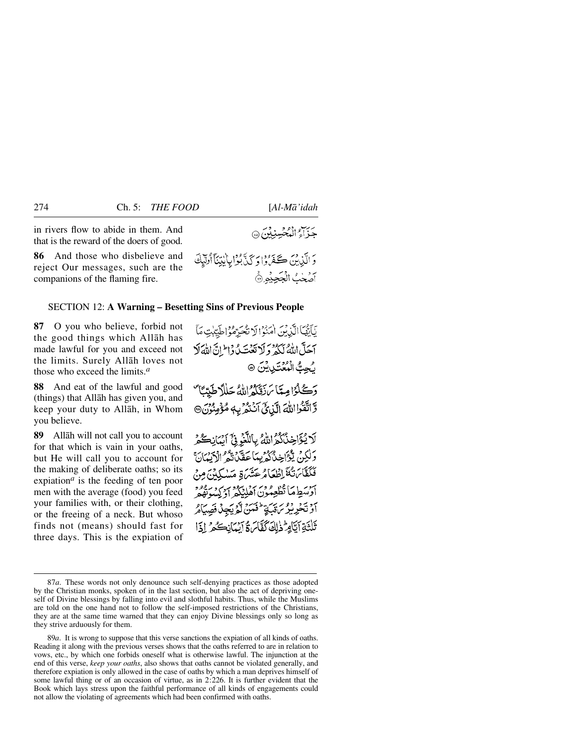in rivers flow to abide in them. And that is the reward of the doers of good.

جَزَآءُ الْمُحْسِنِيْنَ ﴿٨٥﴾

**86** And those who disbelieve and reject Our messages, such are the companions of the flaming fire.

وَ الَّذِيْنَ كَفَرُوْا وَ كَذَّبُوْا بِاٰيٰتِنَاۤ اُولٰٓئِكَ اَصْحٰبُ الْجَحِيْمِ ﴿٨٦﴾

## SECTION 12: A Warning – Besetting Sins of Previous People

**87** O you who believe, forbid not the good things which Allāh has made lawful for you and exceed not the limits. Surely Allāh loves not those who exceed the limits.[a]

يٰۤاَيُّهَا الَّذِيْنَ اٰمَنُوْا لَا تُحَرِّمُوْا طَيِّبٰتِ مَاۤ اَحَلَّ اللّٰهُ لَكُمْ وَ لَا تَعْتَدُوْا ؕ اِنَّ اللّٰهَ لَا يُحِبُّ الْمُعْتَدِيْنَ ﴿٨٧﴾

**88** And eat of the lawful and good (things) that Allāh has given you, and keep your duty to Allāh, in Whom you believe.

وَ كُلُوْا مِمَّا رَزَقَكُمُ اللّٰهُ حَلٰلًا طَيِّبًا ۪ وَّ اتَّقُوا اللّٰهَ الَّذِيْۤ اَنْتُمْ بِهٖ مُؤْمِنُوْنَ ﴿٨٨﴾

**89** Allāh will not call you to account for that which is vain in your oaths, but He will call you to account for the making of deliberate oaths; so its expiation[a] is the feeding of ten poor men with the average (food) you feed your families with, or their clothing, or the freeing of a neck. But whoso finds not (means) should fast for three days. This is the expiation of

لَا يُؤَاخِذُكُمُ اللّٰهُ بِاللَّغْوِ فِيْۤ اَيْمَانِكُمْ وَ لٰكِنْ يُّؤَاخِذُكُمْ بِمَا عَقَّدْتُّمُ الْاَيْمَانَ ۚ فَكَفَّارَتُهٗۤ اِطْعَامُ عَشَرَةِ مَسٰكِيْنَ مِنْ اَوْسَطِ مَا تُطْعِمُوْنَ اَهْلِيْكُمْ اَوْ كِسْوَتُهُمْ اَوْ تَحْرِيْرُ رَقَبَةٍ ؕ فَمَنْ لَّمْ يَجِدْ فَصِيَامُ ثَلٰثَةِ اَيَّامٍ ؕ ذٰلِكَ كَفَّارَةُ اَيْمَانِكُمْ اِذَا

---

87*a*. These words not only denounce such self-denying practices as those adopted by the Christian monks, spoken of in the last section, but also the act of depriving oneself of Divine blessings by falling into evil and slothful habits. Thus, while the Muslims are told on the one hand not to follow the self-imposed restrictions of the Christians, they are at the same time warned that they can enjoy Divine blessings only so long as they strive arduously for them.

89*a*. It is wrong to suppose that this verse sanctions the expiation of all kinds of oaths. Reading it along with the previous verses shows that the oaths referred to are in relation to vows, etc., by which one forbids oneself what is otherwise lawful. The injunction at the end of this verse, *keep your oaths*, also shows that oaths cannot be violated generally, and therefore expiation is only allowed in the case of oaths by which a man deprives himself of some lawful thing or of an occasion of virtue, as in 2:226. It is further evident that the Book which lays stress upon the faithful performance of all kinds of engagements could not allow the violating of agreements which had been confirmed with oaths.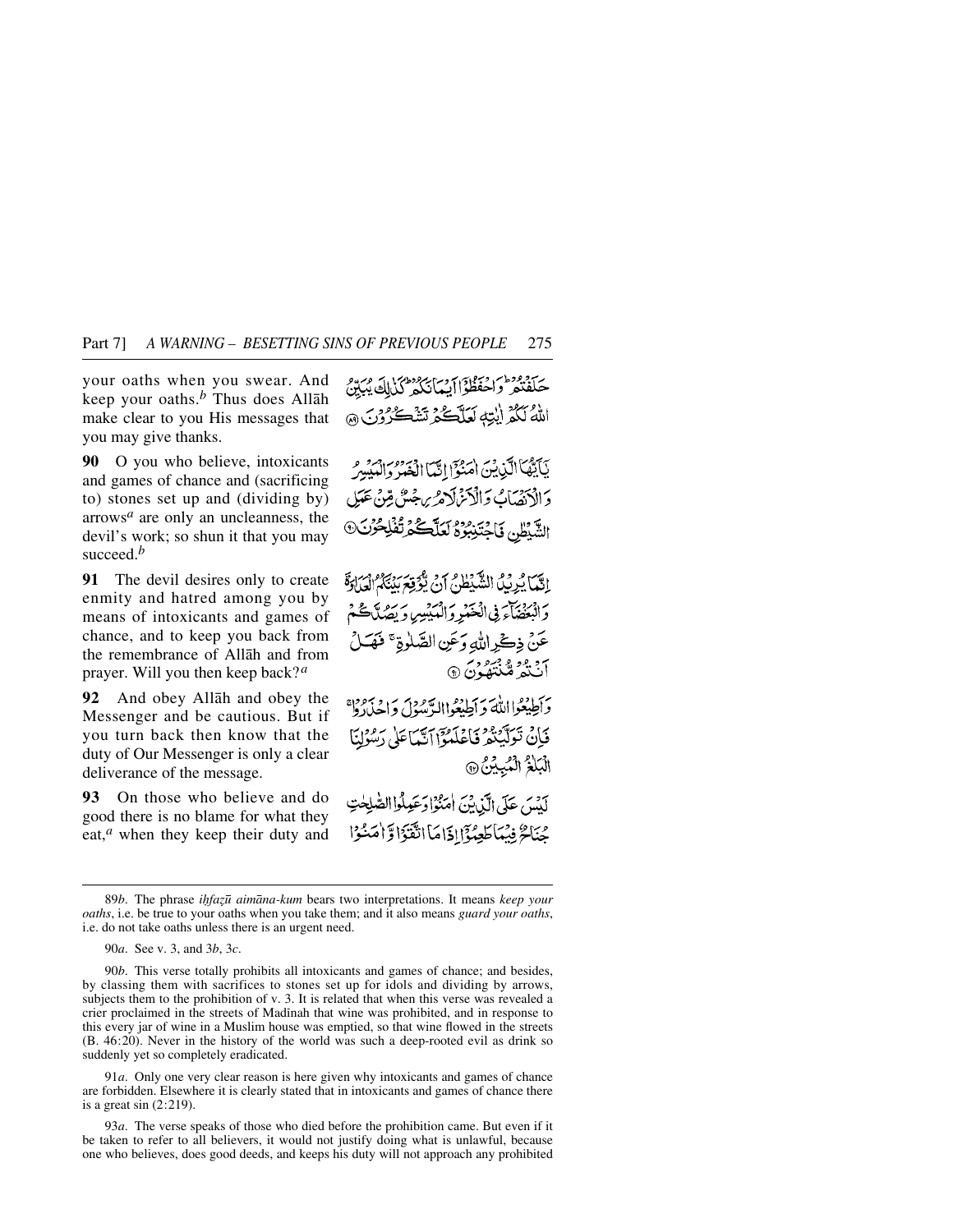your oaths when you swear. And keep your oaths.[b] Thus does Allāh make clear to you His messages that you may give thanks.

حَلَفْتُمْ ۚ وَاحْفَظُوٓا أَيْمَانَكُمْ ۚ كَذَٰلِكَ يُبَيِّنُ اللَّهُ لَكُمْ آيَاتِهِ لَعَلَّكُمْ تَشْكُرُونَ ﴿٨٩﴾

**90** O you who believe, intoxicants and games of chance and (sacrificing to) stones set up and (dividing by) arrows[a] are only an uncleanness, the devil's work; so shun it that you may succeed.[b]

يَٰٓأَيُّهَا الَّذِينَ آمَنُوٓا إِنَّمَا الْخَمْرُ وَالْمَيْسِرُ وَالْأَنصَابُ وَالْأَزْلَامُ رِجْسٌ مِّنْ عَمَلِ الشَّيْطَانِ فَاجْتَنِبُوهُ لَعَلَّكُمْ تُفْلِحُونَ ﴿٩٠﴾

**91** The devil desires only to create enmity and hatred among you by means of intoxicants and games of chance, and to keep you back from the remembrance of Allāh and from prayer. Will you then keep back?[a]

إِنَّمَا يُرِيدُ الشَّيْطَانُ أَن يُوقِعَ بَيْنَكُمُ الْعَدَاوَةَ وَالْبَغْضَآءَ فِي الْخَمْرِ وَالْمَيْسِرِ وَيَصُدَّكُمْ عَن ذِكْرِ اللَّهِ وَعَنِ الصَّلَوٰةِ ۖ فَهَلْ أَنتُم مُّنتَهُونَ ﴿٩١﴾

**92** And obey Allāh and obey the Messenger and be cautious. But if you turn back then know that the duty of Our Messenger is only a clear deliverance of the message.

وَأَطِيعُوا اللَّهَ وَأَطِيعُوا الرَّسُولَ وَاحْذَرُوا ۚ فَإِن تَوَلَّيْتُمْ فَاعْلَمُوٓا أَنَّمَا عَلَىٰ رَسُولِنَا الْبَلَٰغُ الْمُبِينُ ﴿٩٢﴾

**93** On those who believe and do good there is no blame for what they eat,[a] when they keep their duty and

لَيْسَ عَلَى الَّذِينَ آمَنُوا وَعَمِلُوا الصَّٰلِحَٰتِ جُنَاحٌ فِيمَا طَعِمُوٓا إِذَا مَا اتَّقَوا وَّآمَنُوا

---

89*b*. The phrase *iḥfaẓū aimāna-kum* bears two interpretations. It means *keep your oaths*, i.e. be true to your oaths when you take them; and it also means *guard your oaths*, i.e. do not take oaths unless there is an urgent need.

90*a*. See v. 3, and 3*b*, 3*c*.

90*b*. This verse totally prohibits all intoxicants and games of chance; and besides, by classing them with sacrifices to stones set up for idols and dividing by arrows, subjects them to the prohibition of v. 3. It is related that when this verse was revealed a crier proclaimed in the streets of Madīnah that wine was prohibited, and in response to this every jar of wine in a Muslim house was emptied, so that wine flowed in the streets (B. 46:20). Never in the history of the world was such a deep-rooted evil as drink so suddenly yet so completely eradicated.

91*a*. Only one very clear reason is here given why intoxicants and games of chance are forbidden. Elsewhere it is clearly stated that in intoxicants and games of chance there is a great sin (2:219).

93*a*. The verse speaks of those who died before the prohibition came. But even if it be taken to refer to all believers, it would not justify doing what is unlawful, because one who believes, does good deeds, and keeps his duty will not approach any prohibited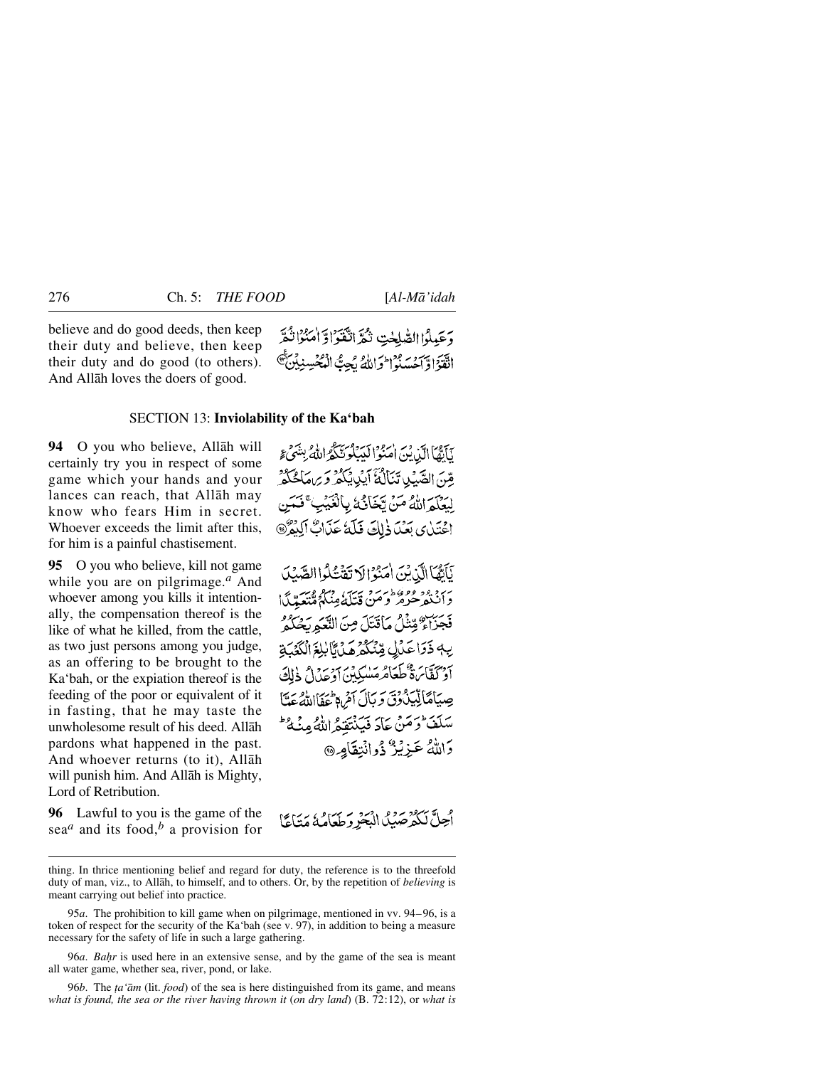believe and do good deeds, then keep their duty and believe, then keep their duty and do good (to others). And Allāh loves the doers of good.

وَعَمِلُوا الصّٰلِحٰتِ ثُمَّ اتَّقَوْا وَّ اٰمَنُوْا ثُمَّ اتَّقَوْا وَّ اَحْسَنُوْا ؕ وَ اللّٰهُ يُحِبُّ الْمُحْسِنِيْنَ

## SECTION 13: Inviolability of the Ka'bah

**94** O you who believe, Allāh will certainly try you in respect of some game which your hands and your lances can reach, that Allāh may know who fears Him in secret. Whoever exceeds the limit after this, for him is a painful chastisement.

يٰۤاَيُّهَا الَّذِيْنَ اٰمَنُوْا لَيَبْلُوَنَّكُمُ اللّٰهُ بِشَيْءٍ مِّنَ الصَّيْدِ تَنَالُهٗۤ اَيْدِيْكُمْ وَ رِمَاحُكُمْ لِيَعْلَمَ اللّٰهُ مَنْ يَّخَافُهٗ بِالْغَيْبِ ۚ فَمَنِ اعْتَدٰى بَعْدَ ذٰلِكَ فَلَهٗ عَذَابٌ اَلِيْمٌ

**95** O you who believe, kill not game while you are on pilgrimage.[a] And whoever among you kills it intentionally, the compensation thereof is the like of what he killed, from the cattle, as two just persons among you judge, as an offering to be brought to the Ka'bah, or the expiation thereof is the feeding of the poor or equivalent of it in fasting, that he may taste the unwholesome result of his deed. Allāh pardons what happened in the past. And whoever returns (to it), Allāh will punish him. And Allāh is Mighty, Lord of Retribution.

يٰۤاَيُّهَا الَّذِيْنَ اٰمَنُوْا لَا تَقْتُلُوا الصَّيْدَ وَ اَنْتُمْ حُرُمٌ ؕ وَ مَنْ قَتَلَهٗ مِنْكُمْ مُّتَعَمِّدًا فَجَزَآءٌ مِّثْلُ مَا قَتَلَ مِنَ النَّعَمِ يَحْكُمُ بِهٖ ذَوَا عَدْلٍ مِّنْكُمْ هَدْيًۢا بٰلِغَ الْكَعْبَةِ اَوْ كَفَّارَةٌ طَعَامُ مَسٰكِيْنَ اَوْ عَدْلُ ذٰلِكَ صِيَامًا لِّيَذُوْقَ وَبَالَ اَمْرِهٖ ؕ عَفَا اللّٰهُ عَمَّا سَلَفَ ؕ وَ مَنْ عَادَ فَيَنْتَقِمُ اللّٰهُ مِنْهُ ؕ وَ اللّٰهُ عَزِيْزٌ ذُو انْتِقَامٍ

**96** Lawful to you is the game of the sea[a] and its food,[b] a provision for

اُحِلَّ لَكُمْ صَيْدُ الْبَحْرِ وَ طَعَامُهٗ مَتَاعًا

---

thing. In thrice mentioning belief and regard for duty, the reference is to the threefold duty of man, viz., to Allāh, to himself, and to others. Or, by the repetition of *believing* is meant carrying out belief into practice.

95*a*. The prohibition to kill game when on pilgrimage, mentioned in vv. 94–96, is a token of respect for the security of the Ka'bah (see v. 97), in addition to being a measure necessary for the safety of life in such a large gathering.

96*a*. *Baḥr* is used here in an extensive sense, and by the game of the sea is meant all water game, whether sea, river, pond, or lake.

96*b*. The *ṭa'ām* (lit. *food*) of the sea is here distinguished from its game, and means *what is found, the sea or the river having thrown it* (*on dry land*) (B. 72:12), or *what is*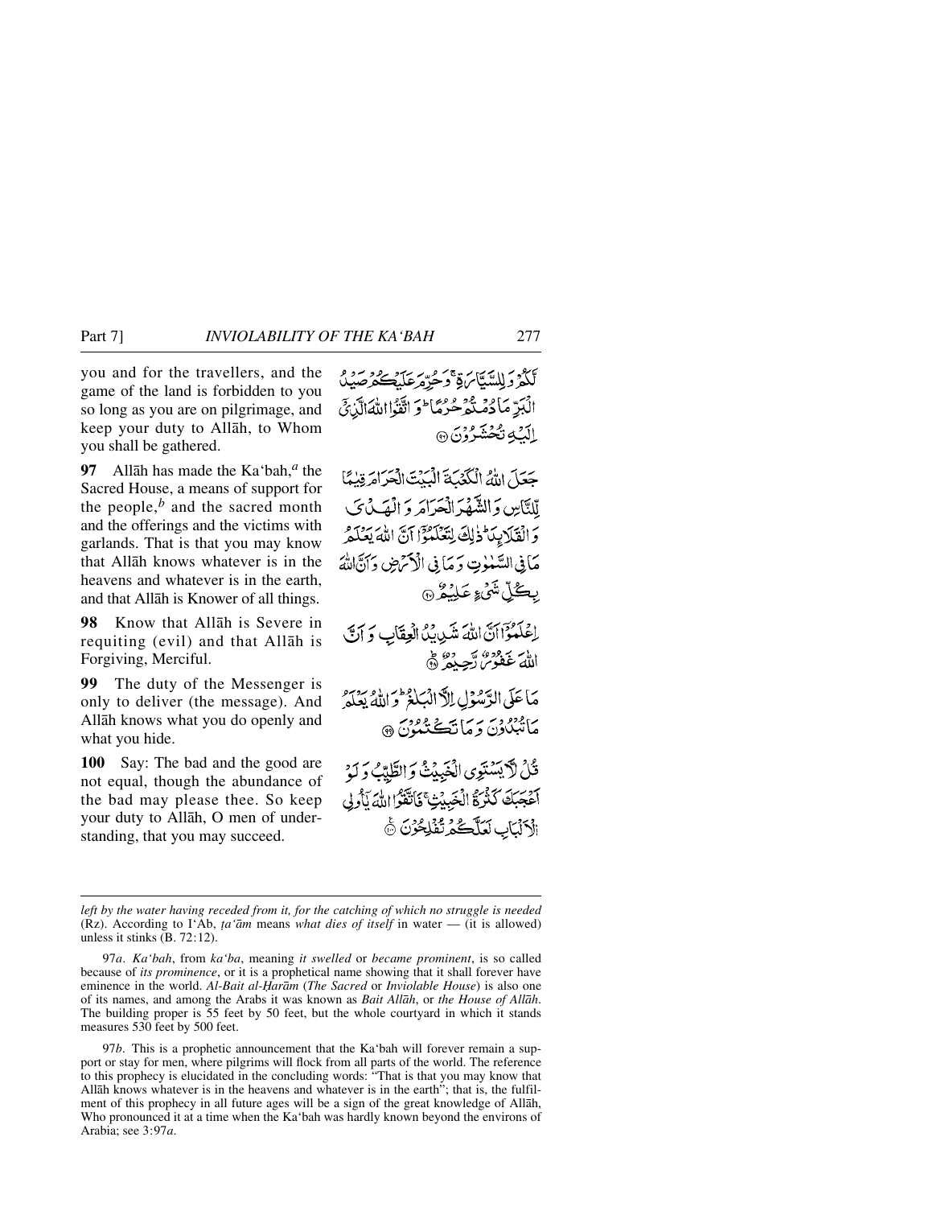you and for the travellers, and the game of the land is forbidden to you so long as you are on pilgrimage, and keep your duty to Allāh, to Whom you shall be gathered.

لَّكُمْ وَلِلسَّيَّارَةِ ۖ وَحُرِّمَ عَلَيْكُمْ صَيْدُ الْبَرِّ مَا دُمْتُمْ حُرُمًا ۗ وَاتَّقُوا اللَّهَ الَّذِي إِلَيْهِ تُحْشَرُونَ ﴿٩٦﴾

**97** Allāh has made the Ka'bah,[a] the Sacred House, a means of support for the people,[b] and the sacred month and the offerings and the victims with garlands. That is that you may know that Allāh knows whatever is in the heavens and whatever is in the earth, and that Allāh is Knower of all things.

جَعَلَ اللَّهُ الْكَعْبَةَ الْبَيْتَ الْحَرَامَ قِيَامًا لِّلنَّاسِ وَالشَّهْرَ الْحَرَامَ وَالْهَدْيَ وَالْقَلَائِدَ ۚ ذَٰلِكَ لِتَعْلَمُوا أَنَّ اللَّهَ يَعْلَمُ مَا فِي السَّمَاوَاتِ وَمَا فِي الْأَرْضِ وَأَنَّ اللَّهَ بِكُلِّ شَيْءٍ عَلِيمٌ ﴿٩٧﴾

**98** Know that Allāh is Severe in requiting (evil) and that Allāh is Forgiving, Merciful.

اعْلَمُوا أَنَّ اللَّهَ شَدِيدُ الْعِقَابِ وَأَنَّ اللَّهَ غَفُورٌ رَّحِيمٌ ﴿٩٨﴾

**99** The duty of the Messenger is only to deliver (the message). And Allāh knows what you do openly and what you hide.

مَّا عَلَى الرَّسُولِ إِلَّا الْبَلَاغُ ۗ وَاللَّهُ يَعْلَمُ مَا تُبْدُونَ وَمَا تَكْتُمُونَ ﴿٩٩﴾

**100** Say: The bad and the good are not equal, though the abundance of the bad may please thee. So keep your duty to Allāh, O men of understanding, that you may succeed.

قُل لَّا يَسْتَوِي الْخَبِيثُ وَالطَّيِّبُ وَلَوْ أَعْجَبَكَ كَثْرَةُ الْخَبِيثِ ۚ فَاتَّقُوا اللَّهَ يَا أُولِي الْأَلْبَابِ لَعَلَّكُمْ تُفْلِحُونَ ﴿١٠٠﴾

---

*left by the water having receded from it, for the catching of which no struggle is needed* (Rz). According to I'Ab, *ṭa'ām* means *what dies of itself* in water — (it is allowed) unless it stinks (B. 72:12).

97*a*. *Ka'bah*, from *ka'ba*, meaning *it swelled* or *became prominent*, is so called because of *its prominence*, or it is a prophetical name showing that it shall forever have eminence in the world. *Al-Bait al-Ḥarām* (*The Sacred* or *Inviolable House*) is also one of its names, and among the Arabs it was known as *Bait Allāh*, or *the House of Allāh*. The building proper is 55 feet by 50 feet, but the whole courtyard in which it stands measures 530 feet by 500 feet.

97*b*. This is a prophetic announcement that the Ka'bah will forever remain a support or stay for men, where pilgrims will flock from all parts of the world. The reference to this prophecy is elucidated in the concluding words: "That is that you may know that Allāh knows whatever is in the heavens and whatever is in the earth"; that is, the fulfilment of this prophecy in all future ages will be a sign of the great knowledge of Allāh, Who pronounced it at a time when the Ka'bah was hardly known beyond the environs of Arabia; see 3:97*a*.